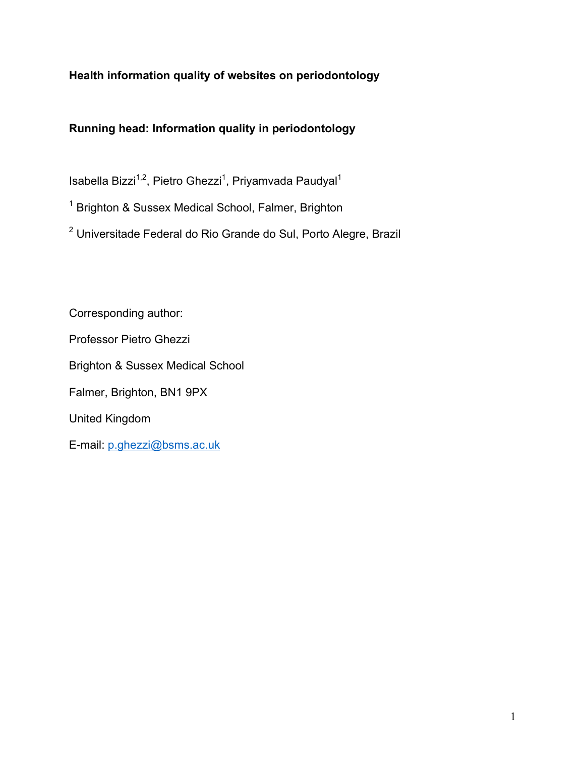**Health information quality of websites on periodontology**

**Running head: Information quality in periodontology**

Isabella Bizzi[1,2], Pietro Ghezzi[1], Priyamvada Paudyal[1]

[1] Brighton & Sussex Medical School, Falmer, Brighton

[2] Universitade Federal do Rio Grande do Sul, Porto Alegre, Brazil

Corresponding author:

Professor Pietro Ghezzi

Brighton & Sussex Medical School

Falmer, Brighton, BN1 9PX

United Kingdom

E-mail: p.ghezzi@bsms.ac.uk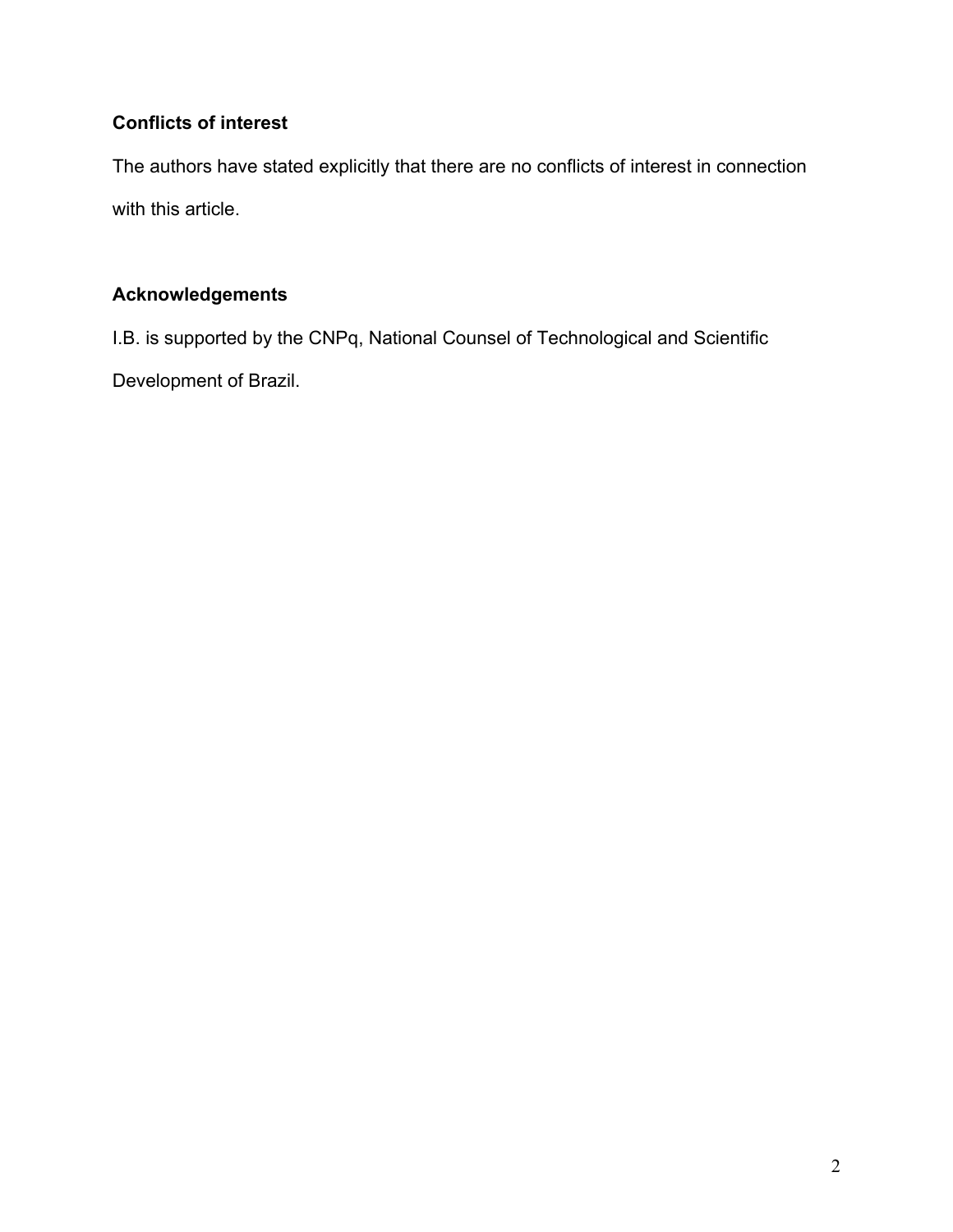## Conflicts of interest

The authors have stated explicitly that there are no conflicts of interest in connection with this article.

## Acknowledgements

I.B. is supported by the CNPq, National Counsel of Technological and Scientific Development of Brazil.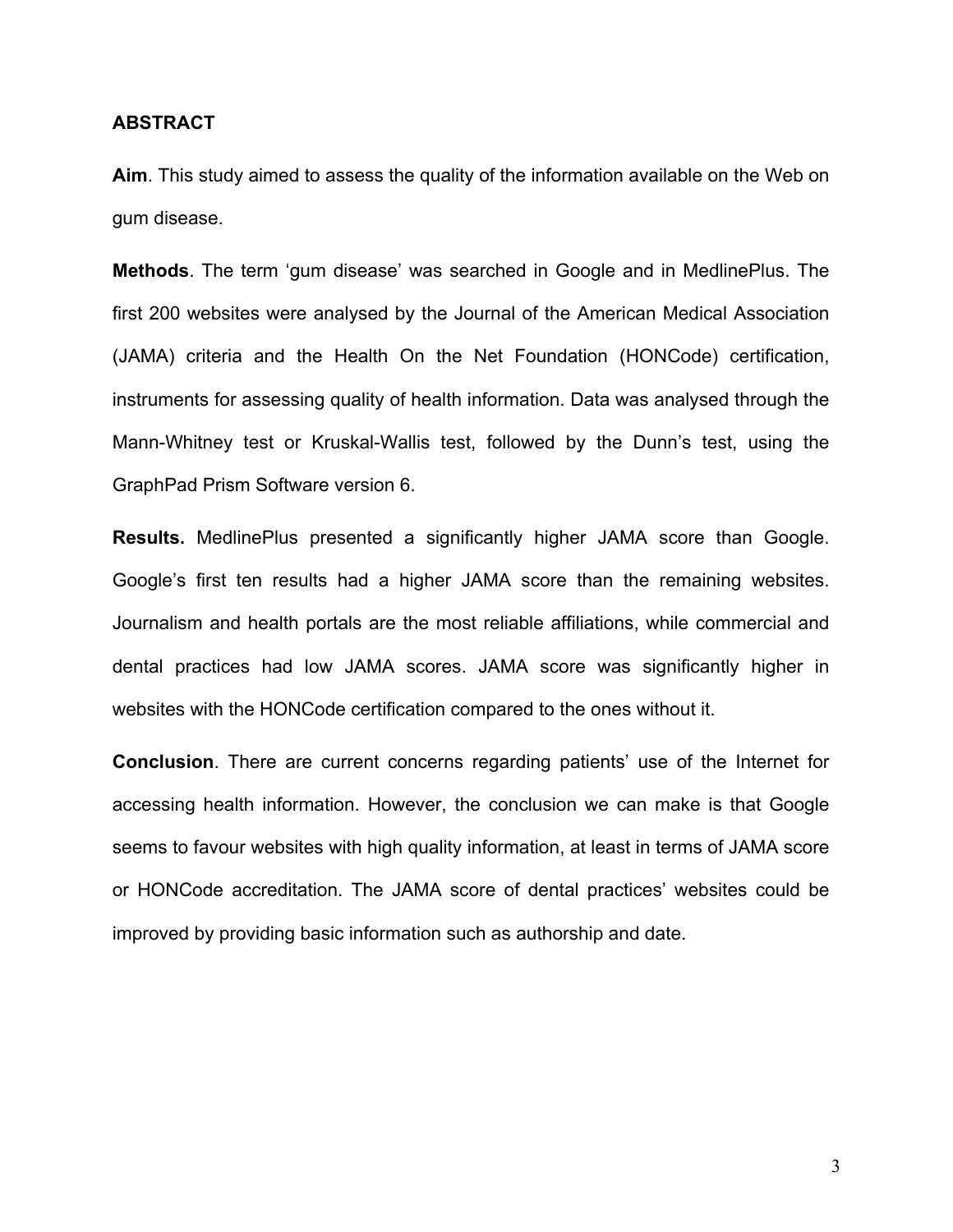## ABSTRACT

**Aim**. This study aimed to assess the quality of the information available on the Web on gum disease.

**Methods**. The term ‘gum disease’ was searched in Google and in MedlinePlus. The first 200 websites were analysed by the Journal of the American Medical Association (JAMA) criteria and the Health On the Net Foundation (HONCode) certification, instruments for assessing quality of health information. Data was analysed through the Mann-Whitney test or Kruskal-Wallis test, followed by the Dunn’s test, using the GraphPad Prism Software version 6.

**Results.** MedlinePlus presented a significantly higher JAMA score than Google. Google’s first ten results had a higher JAMA score than the remaining websites. Journalism and health portals are the most reliable affiliations, while commercial and dental practices had low JAMA scores. JAMA score was significantly higher in websites with the HONCode certification compared to the ones without it.

**Conclusion**. There are current concerns regarding patients’ use of the Internet for accessing health information. However, the conclusion we can make is that Google seems to favour websites with high quality information, at least in terms of JAMA score or HONCode accreditation. The JAMA score of dental practices’ websites could be improved by providing basic information such as authorship and date.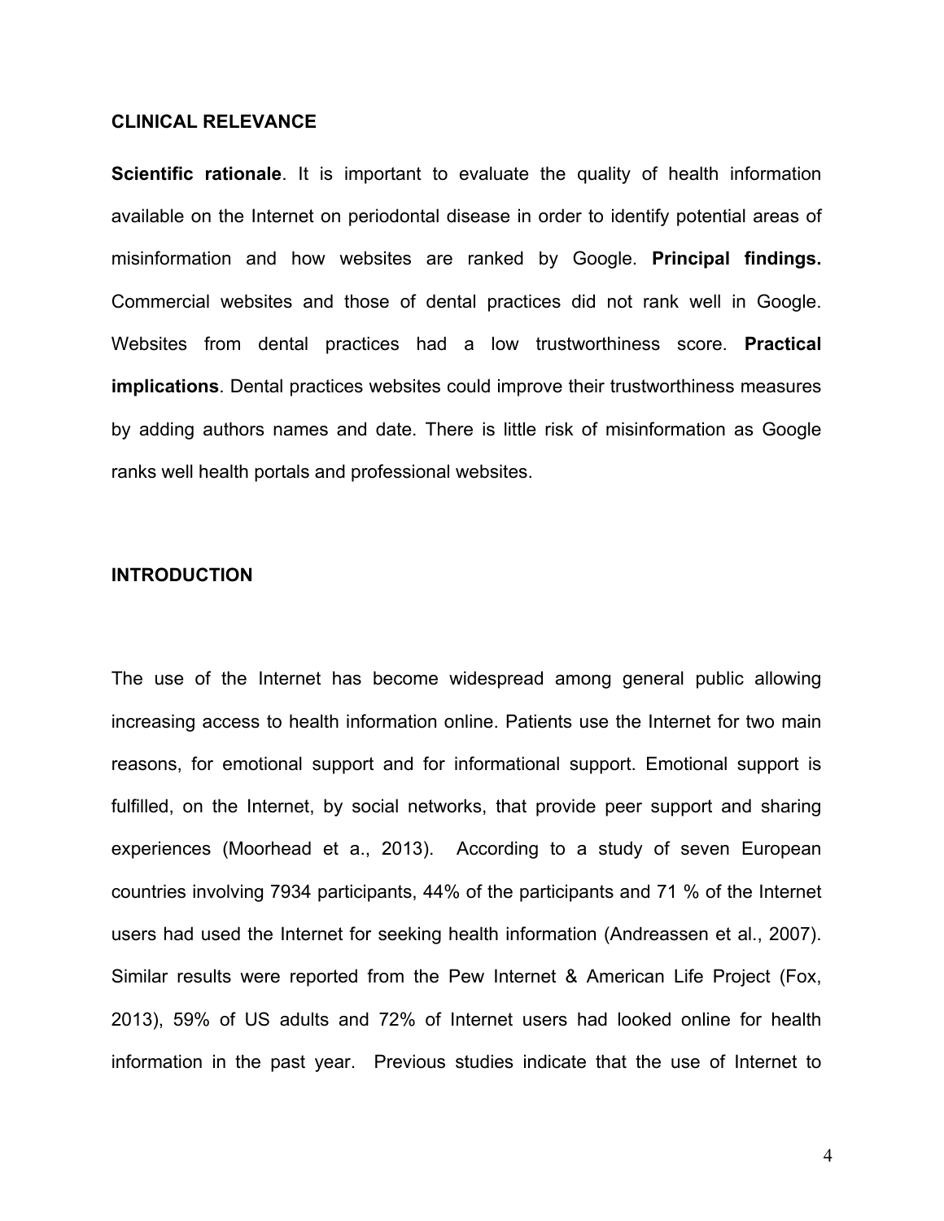## CLINICAL RELEVANCE

**Scientific rationale**. It is important to evaluate the quality of health information available on the Internet on periodontal disease in order to identify potential areas of misinformation and how websites are ranked by Google. **Principal findings.** Commercial websites and those of dental practices did not rank well in Google. Websites from dental practices had a low trustworthiness score. **Practical implications**. Dental practices websites could improve their trustworthiness measures by adding authors names and date. There is little risk of misinformation as Google ranks well health portals and professional websites.

## INTRODUCTION

The use of the Internet has become widespread among general public allowing increasing access to health information online. Patients use the Internet for two main reasons, for emotional support and for informational support. Emotional support is fulfilled, on the Internet, by social networks, that provide peer support and sharing experiences (Moorhead et a., 2013). According to a study of seven European countries involving 7934 participants, 44% of the participants and 71 % of the Internet users had used the Internet for seeking health information (Andreassen et al., 2007). Similar results were reported from the Pew Internet & American Life Project (Fox, 2013), 59% of US adults and 72% of Internet users had looked online for health information in the past year. Previous studies indicate that the use of Internet to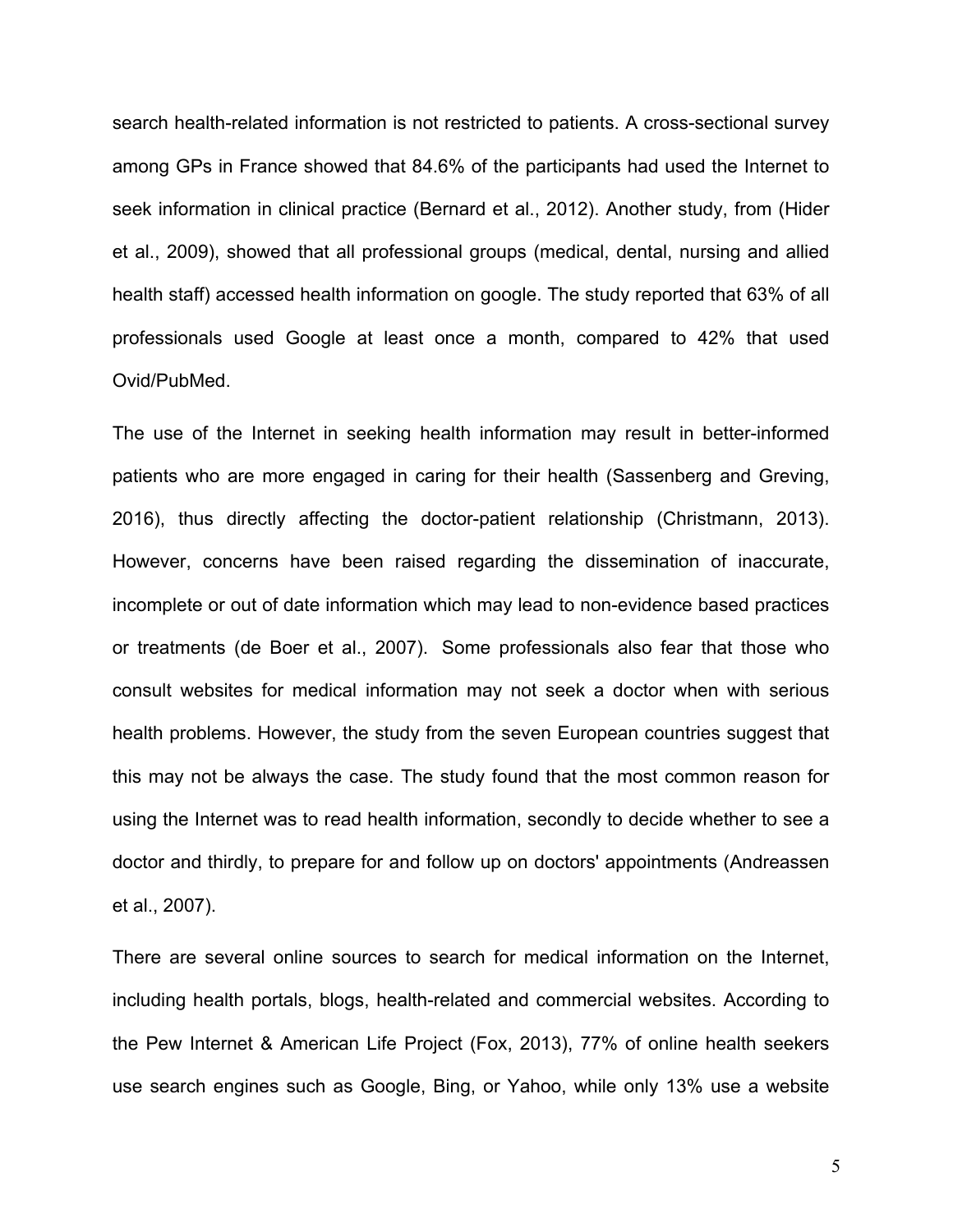search health-related information is not restricted to patients. A cross-sectional survey among GPs in France showed that 84.6% of the participants had used the Internet to seek information in clinical practice (Bernard et al., 2012). Another study, from (Hider et al., 2009), showed that all professional groups (medical, dental, nursing and allied health staff) accessed health information on google. The study reported that 63% of all professionals used Google at least once a month, compared to 42% that used Ovid/PubMed.

The use of the Internet in seeking health information may result in better-informed patients who are more engaged in caring for their health (Sassenberg and Greving, 2016), thus directly affecting the doctor-patient relationship (Christmann, 2013). However, concerns have been raised regarding the dissemination of inaccurate, incomplete or out of date information which may lead to non-evidence based practices or treatments (de Boer et al., 2007). Some professionals also fear that those who consult websites for medical information may not seek a doctor when with serious health problems. However, the study from the seven European countries suggest that this may not be always the case. The study found that the most common reason for using the Internet was to read health information, secondly to decide whether to see a doctor and thirdly, to prepare for and follow up on doctors' appointments (Andreassen et al., 2007).

There are several online sources to search for medical information on the Internet, including health portals, blogs, health-related and commercial websites. According to the Pew Internet & American Life Project (Fox, 2013), 77% of online health seekers use search engines such as Google, Bing, or Yahoo, while only 13% use a website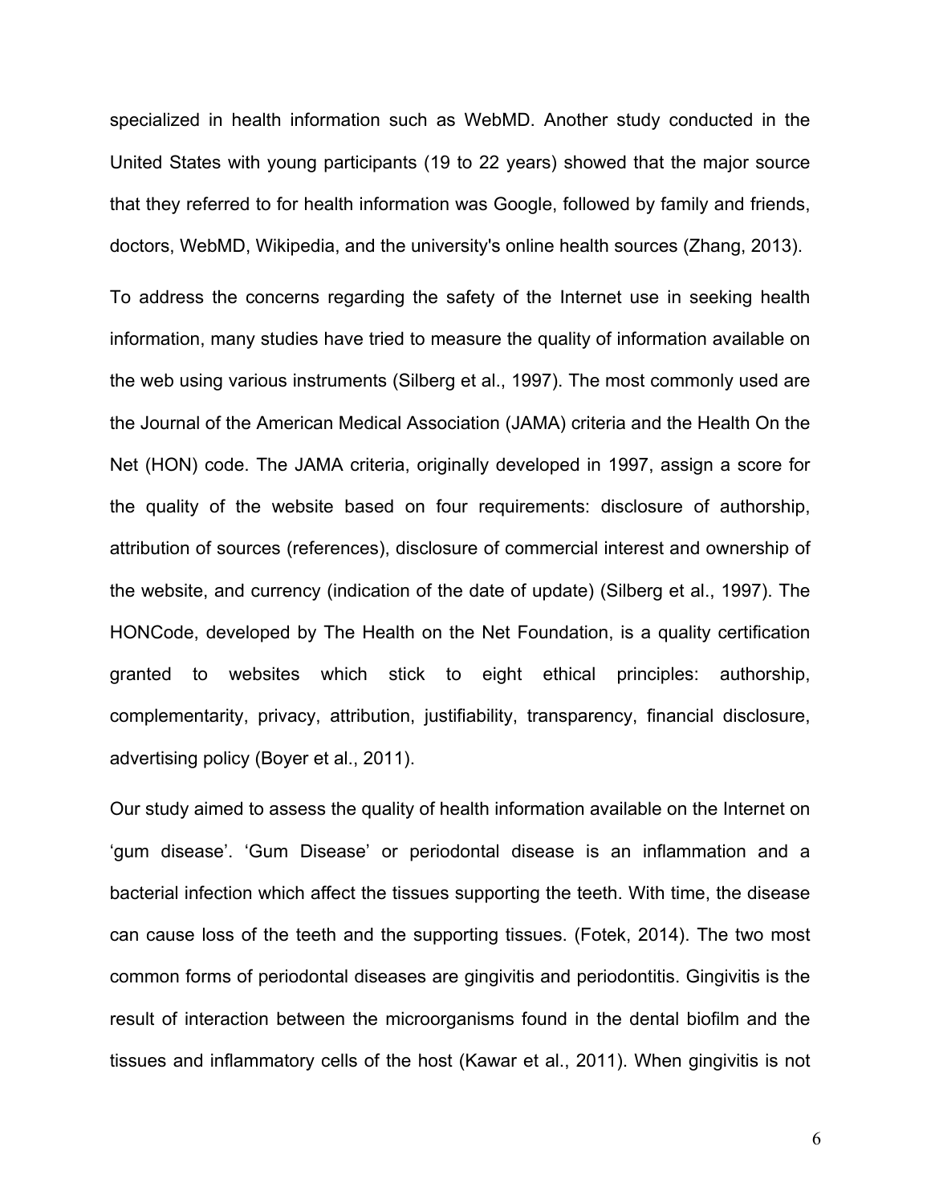specialized in health information such as WebMD. Another study conducted in the United States with young participants (19 to 22 years) showed that the major source that they referred to for health information was Google, followed by family and friends, doctors, WebMD, Wikipedia, and the university's online health sources (Zhang, 2013).

To address the concerns regarding the safety of the Internet use in seeking health information, many studies have tried to measure the quality of information available on the web using various instruments (Silberg et al., 1997). The most commonly used are the Journal of the American Medical Association (JAMA) criteria and the Health On the Net (HON) code. The JAMA criteria, originally developed in 1997, assign a score for the quality of the website based on four requirements: disclosure of authorship, attribution of sources (references), disclosure of commercial interest and ownership of the website, and currency (indication of the date of update) (Silberg et al., 1997). The HONCode, developed by The Health on the Net Foundation, is a quality certification granted to websites which stick to eight ethical principles: authorship, complementarity, privacy, attribution, justifiability, transparency, financial disclosure, advertising policy (Boyer et al., 2011).

Our study aimed to assess the quality of health information available on the Internet on 'gum disease'. 'Gum Disease' or periodontal disease is an inflammation and a bacterial infection which affect the tissues supporting the teeth. With time, the disease can cause loss of the teeth and the supporting tissues. (Fotek, 2014). The two most common forms of periodontal diseases are gingivitis and periodontitis. Gingivitis is the result of interaction between the microorganisms found in the dental biofilm and the tissues and inflammatory cells of the host (Kawar et al., 2011). When gingivitis is not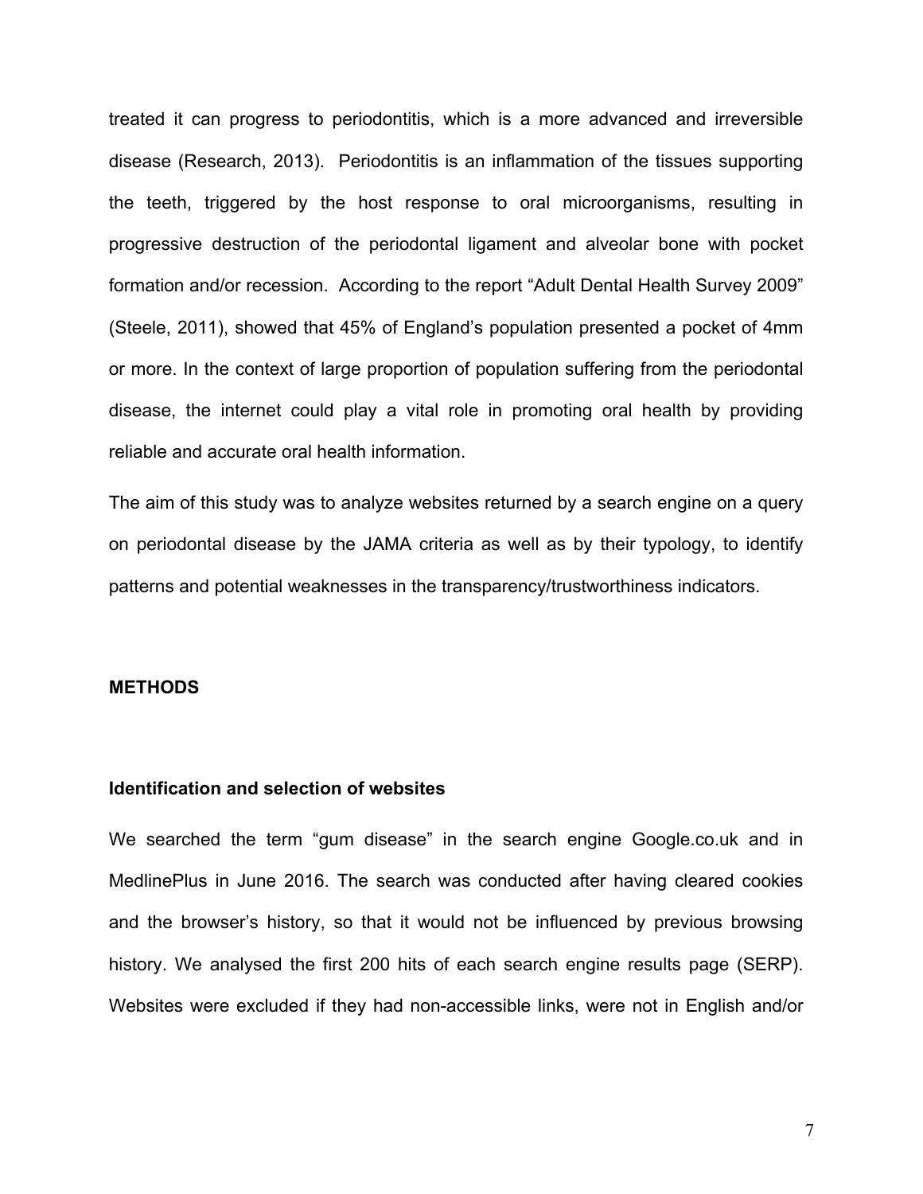treated it can progress to periodontitis, which is a more advanced and irreversible disease (Research, 2013). Periodontitis is an inflammation of the tissues supporting the teeth, triggered by the host response to oral microorganisms, resulting in progressive destruction of the periodontal ligament and alveolar bone with pocket formation and/or recession. According to the report "Adult Dental Health Survey 2009" (Steele, 2011), showed that 45% of England's population presented a pocket of 4mm or more. In the context of large proportion of population suffering from the periodontal disease, the internet could play a vital role in promoting oral health by providing reliable and accurate oral health information.

The aim of this study was to analyze websites returned by a search engine on a query on periodontal disease by the JAMA criteria as well as by their typology, to identify patterns and potential weaknesses in the transparency/trustworthiness indicators.

## METHODS

### Identification and selection of websites

We searched the term "gum disease" in the search engine Google.co.uk and in MedlinePlus in June 2016. The search was conducted after having cleared cookies and the browser's history, so that it would not be influenced by previous browsing history. We analysed the first 200 hits of each search engine results page (SERP). Websites were excluded if they had non-accessible links, were not in English and/or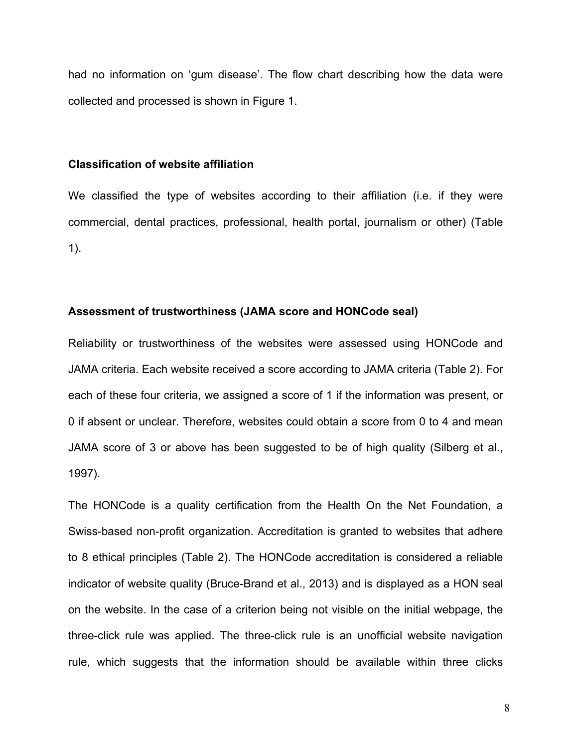had no information on 'gum disease'. The flow chart describing how the data were collected and processed is shown in Figure 1.

### Classification of website affiliation

We classified the type of websites according to their affiliation (i.e. if they were commercial, dental practices, professional, health portal, journalism or other) (Table 1).

### Assessment of trustworthiness (JAMA score and HONCode seal)

Reliability or trustworthiness of the websites were assessed using HONCode and JAMA criteria. Each website received a score according to JAMA criteria (Table 2). For each of these four criteria, we assigned a score of 1 if the information was present, or 0 if absent or unclear. Therefore, websites could obtain a score from 0 to 4 and mean JAMA score of 3 or above has been suggested to be of high quality (Silberg et al., 1997).

The HONCode is a quality certification from the Health On the Net Foundation, a Swiss-based non-profit organization. Accreditation is granted to websites that adhere to 8 ethical principles (Table 2). The HONCode accreditation is considered a reliable indicator of website quality (Bruce-Brand et al., 2013) and is displayed as a HON seal on the website. In the case of a criterion being not visible on the initial webpage, the three-click rule was applied. The three-click rule is an unofficial website navigation rule, which suggests that the information should be available within three clicks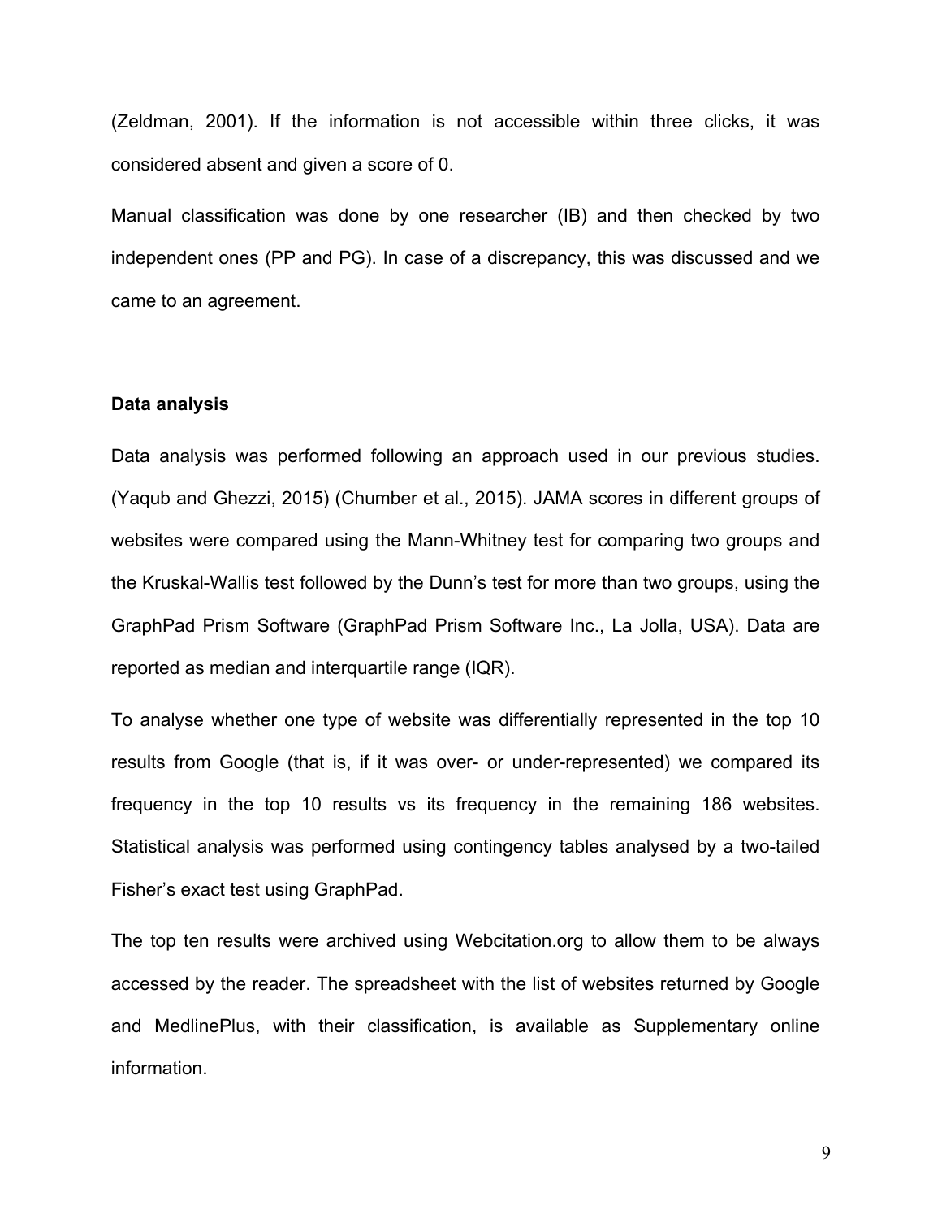(Zeldman, 2001). If the information is not accessible within three clicks, it was considered absent and given a score of 0.

Manual classification was done by one researcher (IB) and then checked by two independent ones (PP and PG). In case of a discrepancy, this was discussed and we came to an agreement.

**Data analysis**

Data analysis was performed following an approach used in our previous studies. (Yaqub and Ghezzi, 2015) (Chumber et al., 2015). JAMA scores in different groups of websites were compared using the Mann-Whitney test for comparing two groups and the Kruskal-Wallis test followed by the Dunn's test for more than two groups, using the GraphPad Prism Software (GraphPad Prism Software Inc., La Jolla, USA). Data are reported as median and interquartile range (IQR).

To analyse whether one type of website was differentially represented in the top 10 results from Google (that is, if it was over- or under-represented) we compared its frequency in the top 10 results vs its frequency in the remaining 186 websites. Statistical analysis was performed using contingency tables analysed by a two-tailed Fisher's exact test using GraphPad.

The top ten results were archived using Webcitation.org to allow them to be always accessed by the reader. The spreadsheet with the list of websites returned by Google and MedlinePlus, with their classification, is available as Supplementary online information.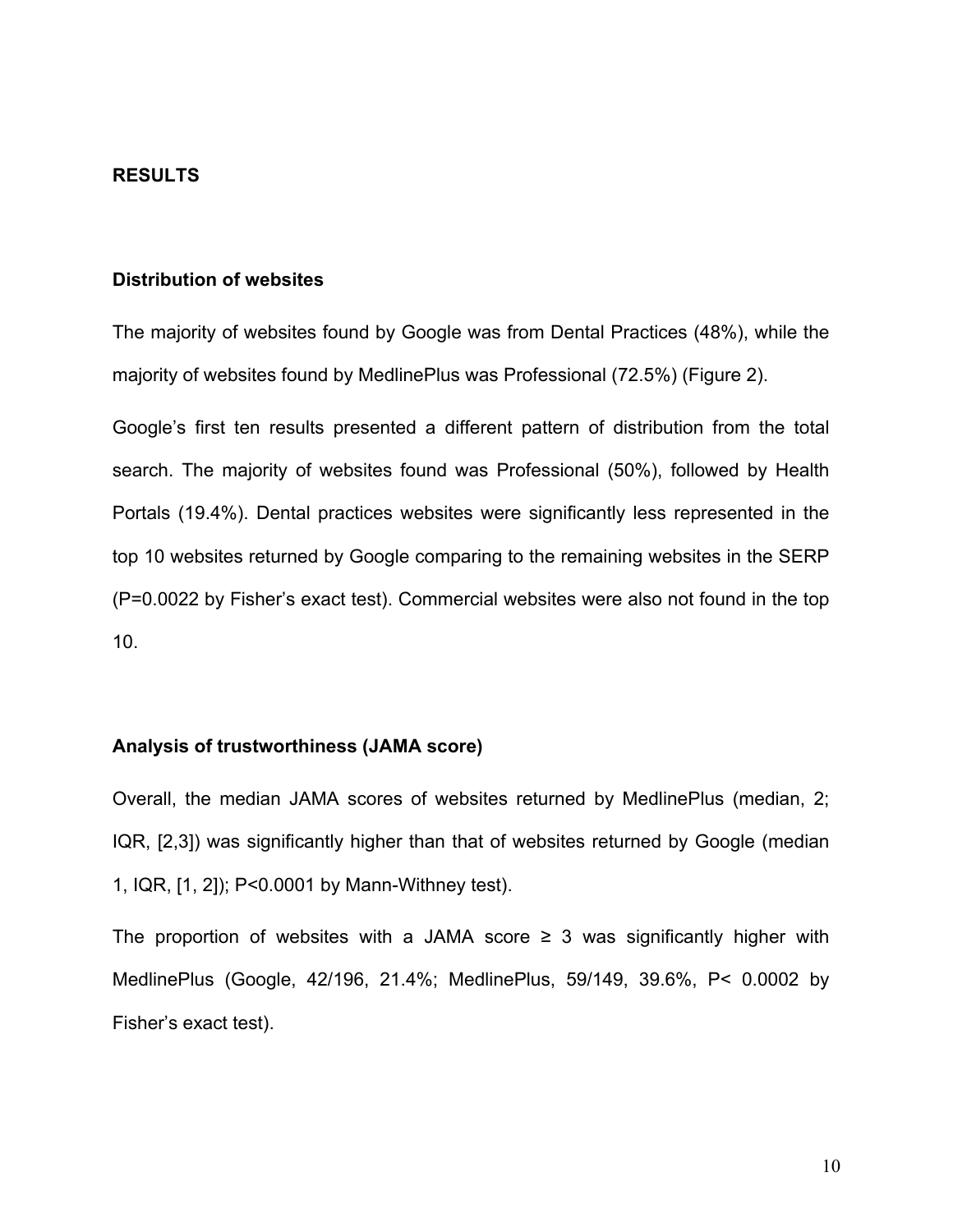## RESULTS

### Distribution of websites

The majority of websites found by Google was from Dental Practices (48%), while the majority of websites found by MedlinePlus was Professional (72.5%) (Figure 2).

Google's first ten results presented a different pattern of distribution from the total search. The majority of websites found was Professional (50%), followed by Health Portals (19.4%). Dental practices websites were significantly less represented in the top 10 websites returned by Google comparing to the remaining websites in the SERP ($P=0.0022$ by Fisher's exact test). Commercial websites were also not found in the top 10.

### Analysis of trustworthiness (JAMA score)

Overall, the median JAMA scores of websites returned by MedlinePlus (median, 2; IQR, [2,3]) was significantly higher than that of websites returned by Google (median 1, IQR, [1, 2]); $P<0.0001$ by Mann-Withney test).

The proportion of websites with a JAMA score $\geq 3$ was significantly higher with MedlinePlus (Google, 42/196, 21.4%; MedlinePlus, 59/149, 39.6%, $P< 0.0002$ by Fisher's exact test).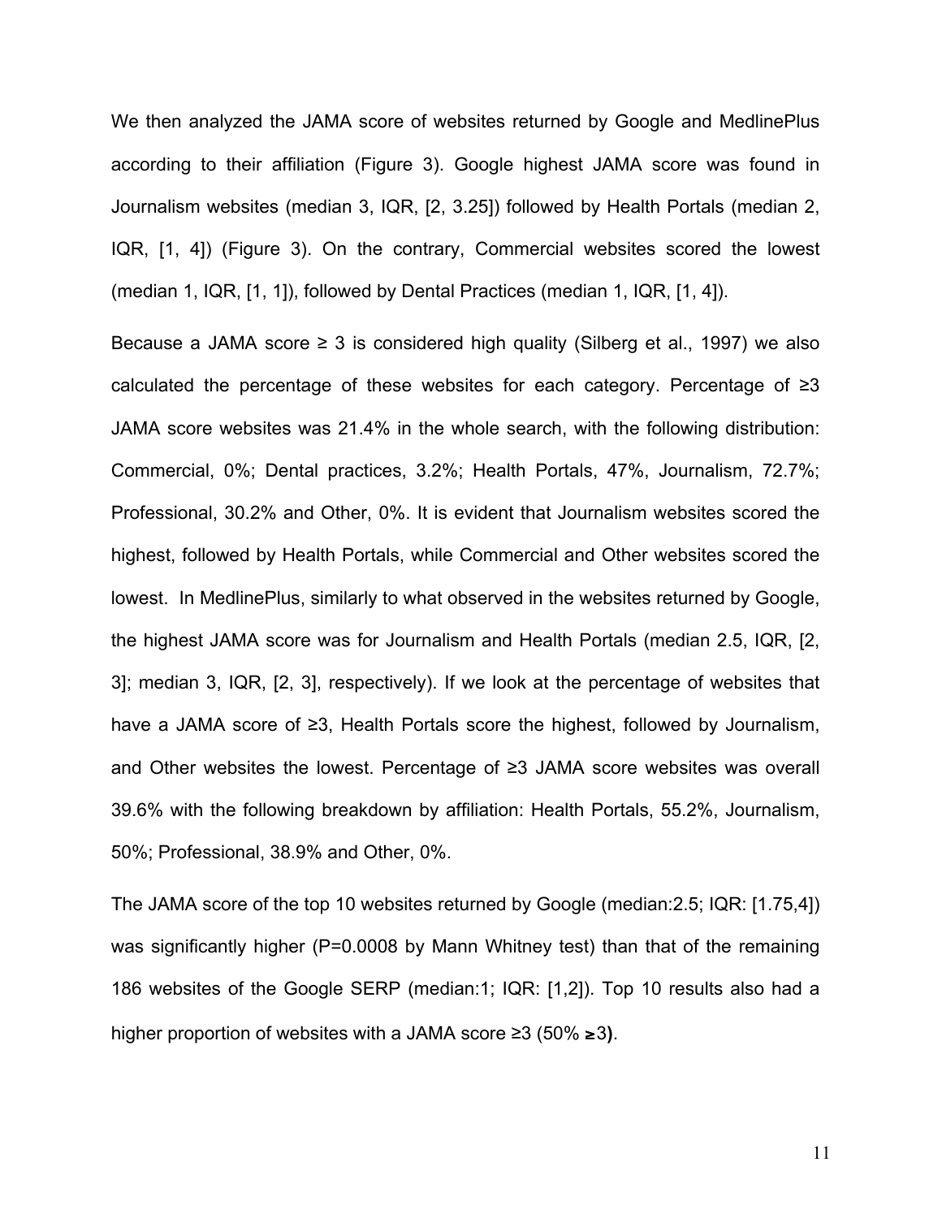We then analyzed the JAMA score of websites returned by Google and MedlinePlus according to their affiliation (Figure 3). Google highest JAMA score was found in Journalism websites (median 3, IQR, [2, 3.25]) followed by Health Portals (median 2, IQR, [1, 4]) (Figure 3). On the contrary, Commercial websites scored the lowest (median 1, IQR, [1, 1]), followed by Dental Practices (median 1, IQR, [1, 4]).

Because a JAMA score ≥ 3 is considered high quality (Silberg et al., 1997) we also calculated the percentage of these websites for each category. Percentage of ≥3 JAMA score websites was 21.4% in the whole search, with the following distribution: Commercial, 0%; Dental practices, 3.2%; Health Portals, 47%, Journalism, 72.7%; Professional, 30.2% and Other, 0%. It is evident that Journalism websites scored the highest, followed by Health Portals, while Commercial and Other websites scored the lowest. In MedlinePlus, similarly to what observed in the websites returned by Google, the highest JAMA score was for Journalism and Health Portals (median 2.5, IQR, [2, 3]; median 3, IQR, [2, 3], respectively). If we look at the percentage of websites that have a JAMA score of ≥3, Health Portals score the highest, followed by Journalism, and Other websites the lowest. Percentage of ≥3 JAMA score websites was overall 39.6% with the following breakdown by affiliation: Health Portals, 55.2%, Journalism, 50%; Professional, 38.9% and Other, 0%.

The JAMA score of the top 10 websites returned by Google (median:2.5; IQR: [1.75,4]) was significantly higher ($P=0.0008$ by Mann Whitney test) than that of the remaining 186 websites of the Google SERP (median:1; IQR: [1,2]). Top 10 results also had a higher proportion of websites with a JAMA score ≥3 (50% **≥**3**)**.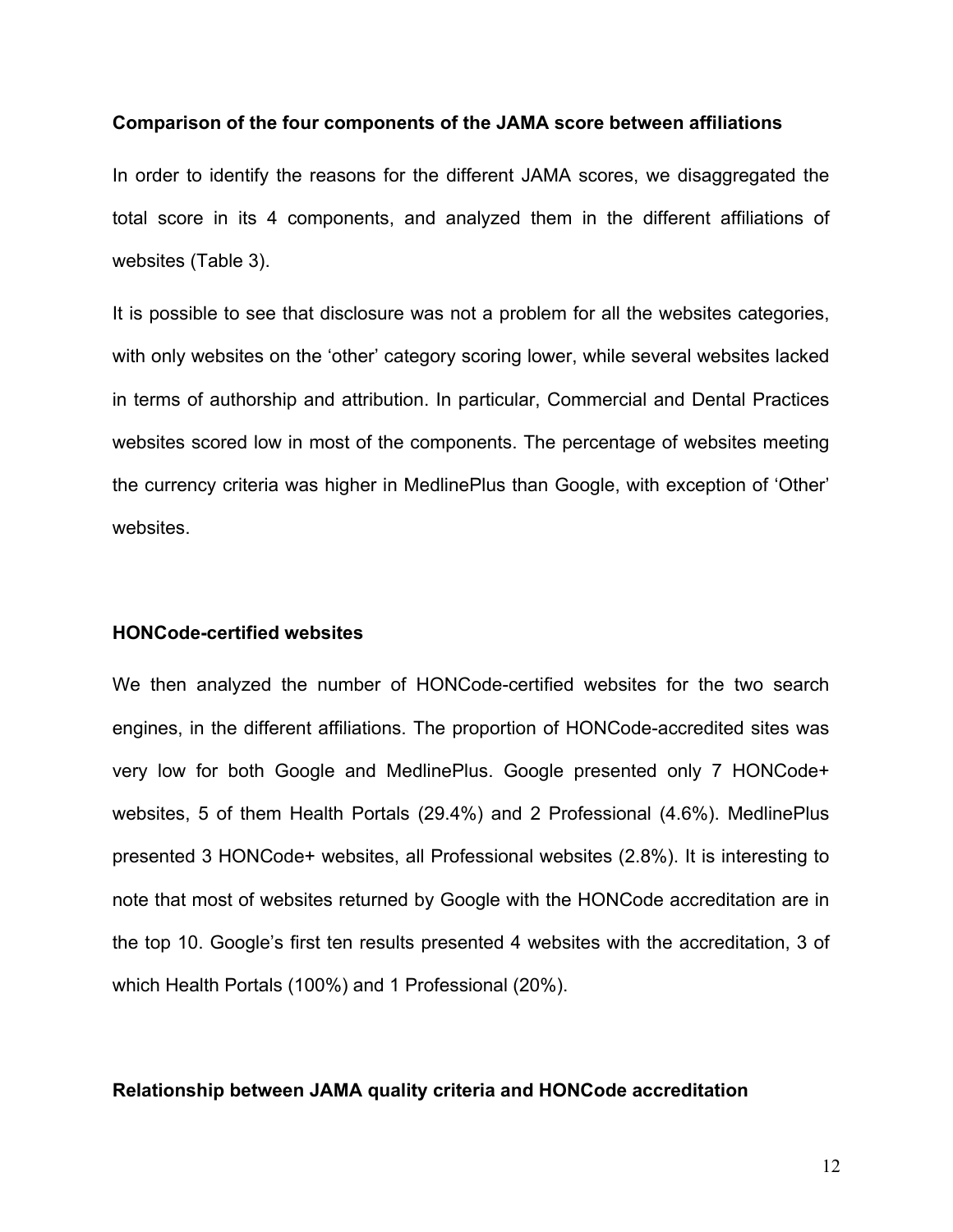### Comparison of the four components of the JAMA score between affiliations

In order to identify the reasons for the different JAMA scores, we disaggregated the total score in its 4 components, and analyzed them in the different affiliations of websites (Table 3).

It is possible to see that disclosure was not a problem for all the websites categories, with only websites on the 'other' category scoring lower, while several websites lacked in terms of authorship and attribution. In particular, Commercial and Dental Practices websites scored low in most of the components. The percentage of websites meeting the currency criteria was higher in MedlinePlus than Google, with exception of 'Other' websites.

### HONCode-certified websites

We then analyzed the number of HONCode-certified websites for the two search engines, in the different affiliations. The proportion of HONCode-accredited sites was very low for both Google and MedlinePlus. Google presented only 7 HONCode+ websites, 5 of them Health Portals (29.4%) and 2 Professional (4.6%). MedlinePlus presented 3 HONCode+ websites, all Professional websites (2.8%). It is interesting to note that most of websites returned by Google with the HONCode accreditation are in the top 10. Google's first ten results presented 4 websites with the accreditation, 3 of which Health Portals (100%) and 1 Professional (20%).

### Relationship between JAMA quality criteria and HONCode accreditation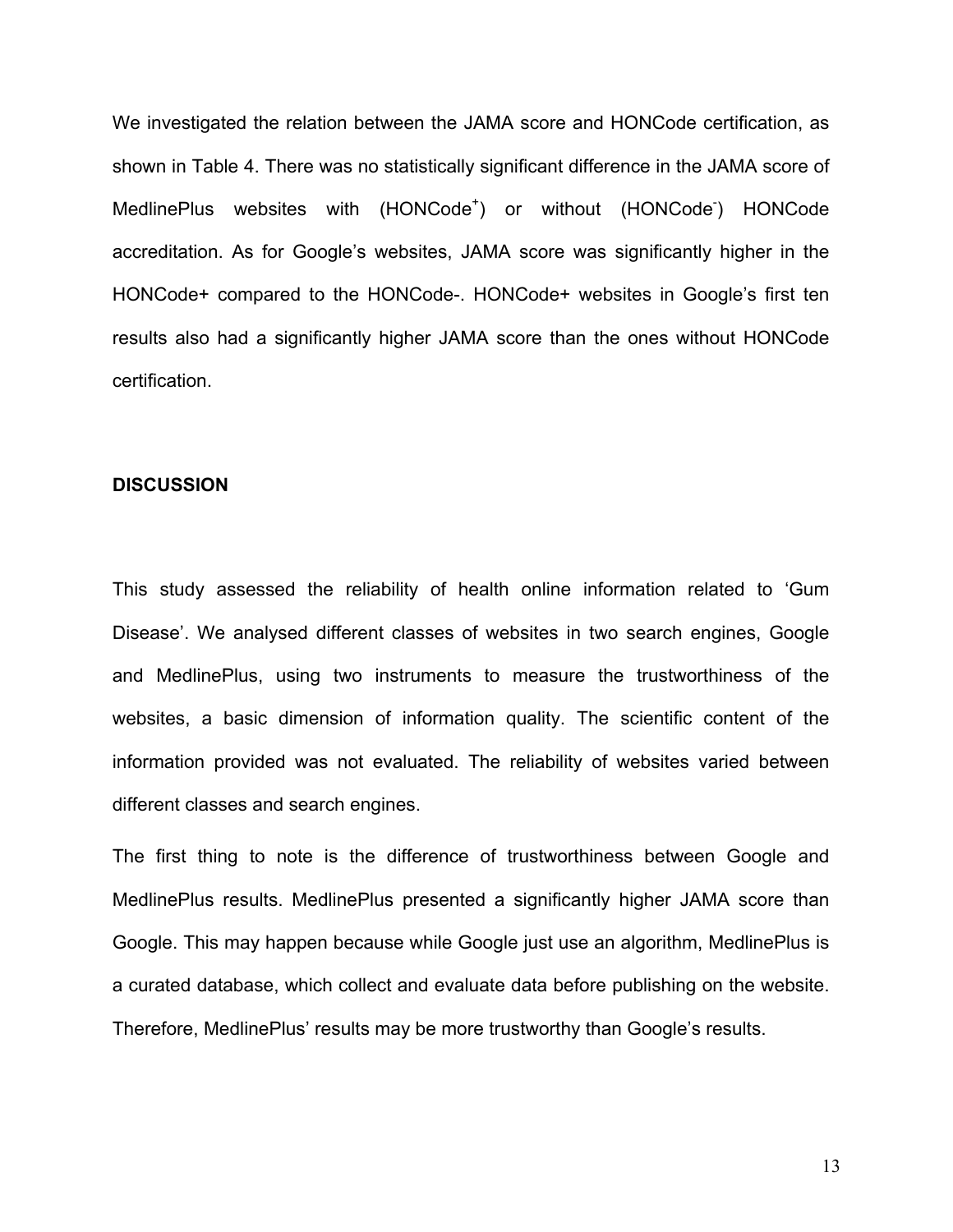We investigated the relation between the JAMA score and HONCode certification, as shown in Table 4. There was no statistically significant difference in the JAMA score of MedlinePlus websites with (HONCode$^{+}$) or without (HONCode$^{-}$) HONCode accreditation. As for Google's websites, JAMA score was significantly higher in the HONCode+ compared to the HONCode-. HONCode+ websites in Google's first ten results also had a significantly higher JAMA score than the ones without HONCode certification.

## DISCUSSION

This study assessed the reliability of health online information related to 'Gum Disease'. We analysed different classes of websites in two search engines, Google and MedlinePlus, using two instruments to measure the trustworthiness of the websites, a basic dimension of information quality. The scientific content of the information provided was not evaluated. The reliability of websites varied between different classes and search engines.

The first thing to note is the difference of trustworthiness between Google and MedlinePlus results. MedlinePlus presented a significantly higher JAMA score than Google. This may happen because while Google just use an algorithm, MedlinePlus is a curated database, which collect and evaluate data before publishing on the website. Therefore, MedlinePlus' results may be more trustworthy than Google's results.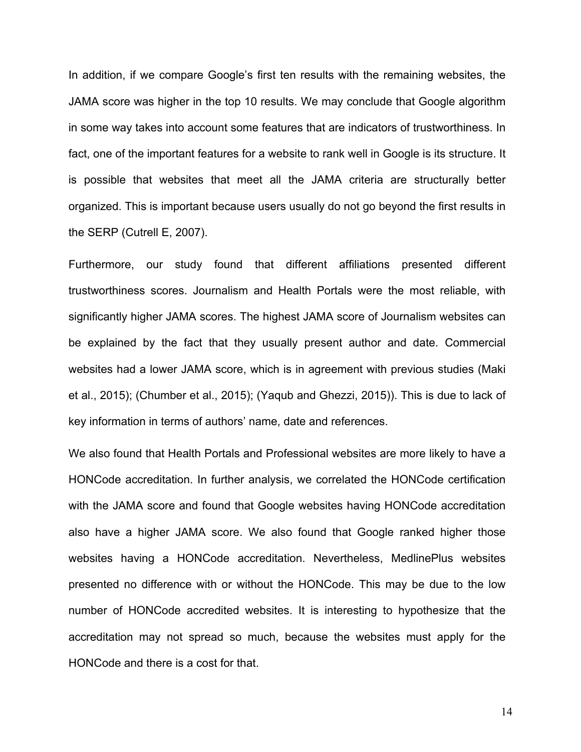In addition, if we compare Google's first ten results with the remaining websites, the JAMA score was higher in the top 10 results. We may conclude that Google algorithm in some way takes into account some features that are indicators of trustworthiness. In fact, one of the important features for a website to rank well in Google is its structure. It is possible that websites that meet all the JAMA criteria are structurally better organized. This is important because users usually do not go beyond the first results in the SERP (Cutrell E, 2007).

Furthermore, our study found that different affiliations presented different trustworthiness scores. Journalism and Health Portals were the most reliable, with significantly higher JAMA scores. The highest JAMA score of Journalism websites can be explained by the fact that they usually present author and date. Commercial websites had a lower JAMA score, which is in agreement with previous studies (Maki et al., 2015); (Chumber et al., 2015); (Yaqub and Ghezzi, 2015)). This is due to lack of key information in terms of authors' name, date and references.

We also found that Health Portals and Professional websites are more likely to have a HONCode accreditation. In further analysis, we correlated the HONCode certification with the JAMA score and found that Google websites having HONCode accreditation also have a higher JAMA score. We also found that Google ranked higher those websites having a HONCode accreditation. Nevertheless, MedlinePlus websites presented no difference with or without the HONCode. This may be due to the low number of HONCode accredited websites. It is interesting to hypothesize that the accreditation may not spread so much, because the websites must apply for the HONCode and there is a cost for that.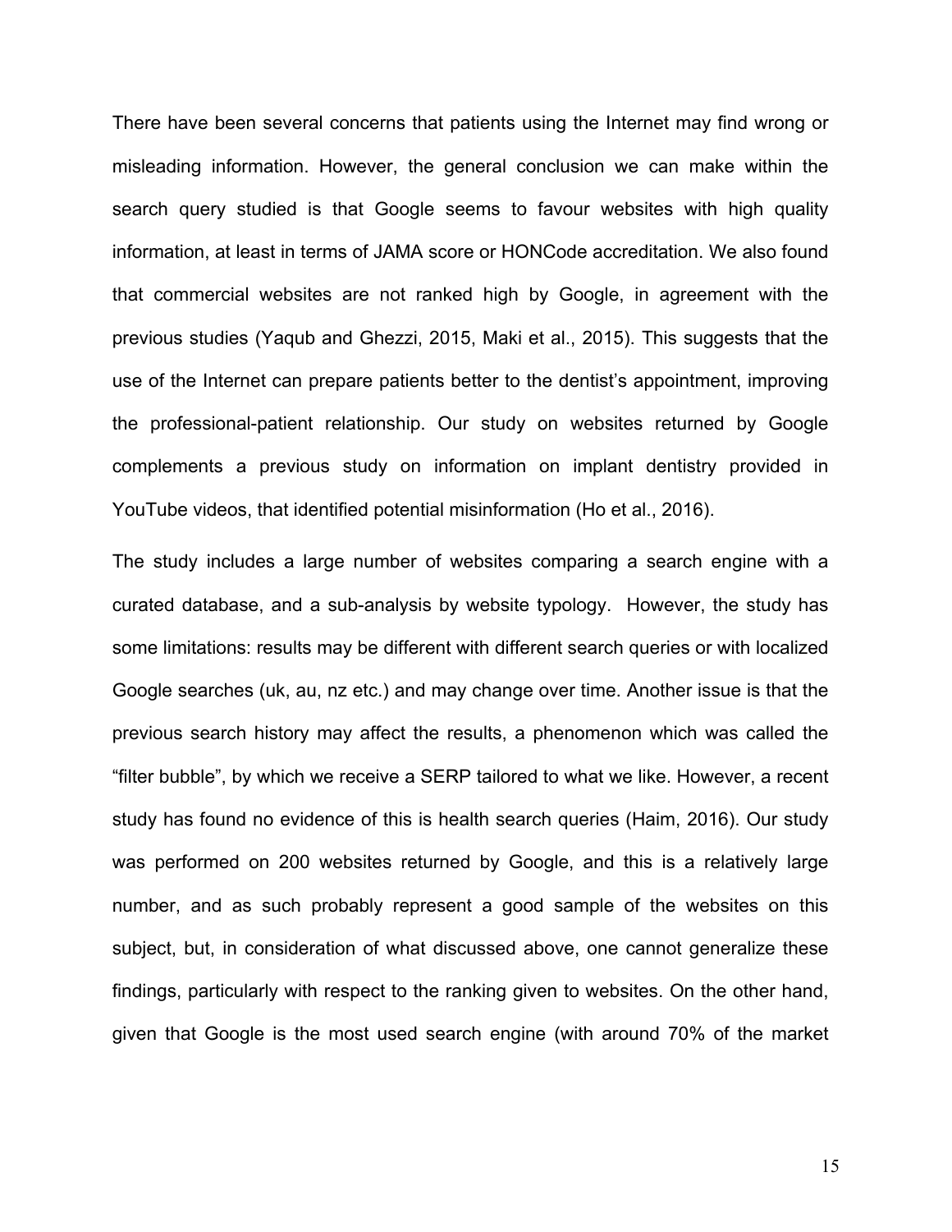There have been several concerns that patients using the Internet may find wrong or misleading information. However, the general conclusion we can make within the search query studied is that Google seems to favour websites with high quality information, at least in terms of JAMA score or HONCode accreditation. We also found that commercial websites are not ranked high by Google, in agreement with the previous studies (Yaqub and Ghezzi, 2015, Maki et al., 2015). This suggests that the use of the Internet can prepare patients better to the dentist's appointment, improving the professional-patient relationship. Our study on websites returned by Google complements a previous study on information on implant dentistry provided in YouTube videos, that identified potential misinformation (Ho et al., 2016).

The study includes a large number of websites comparing a search engine with a curated database, and a sub-analysis by website typology.  However, the study has some limitations: results may be different with different search queries or with localized Google searches (uk, au, nz etc.) and may change over time. Another issue is that the previous search history may affect the results, a phenomenon which was called the "filter bubble", by which we receive a SERP tailored to what we like. However, a recent study has found no evidence of this is health search queries (Haim, 2016). Our study was performed on 200 websites returned by Google, and this is a relatively large number, and as such probably represent a good sample of the websites on this subject, but, in consideration of what discussed above, one cannot generalize these findings, particularly with respect to the ranking given to websites. On the other hand, given that Google is the most used search engine (with around 70% of the market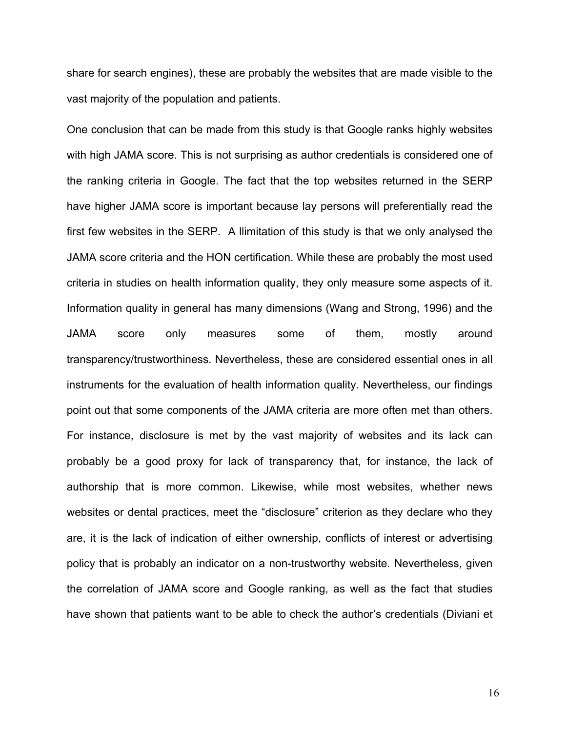share for search engines), these are probably the websites that are made visible to the vast majority of the population and patients.

One conclusion that can be made from this study is that Google ranks highly websites with high JAMA score. This is not surprising as author credentials is considered one of the ranking criteria in Google. The fact that the top websites returned in the SERP have higher JAMA score is important because lay persons will preferentially read the first few websites in the SERP. A llimitation of this study is that we only analysed the JAMA score criteria and the HON certification. While these are probably the most used criteria in studies on health information quality, they only measure some aspects of it. Information quality in general has many dimensions (Wang and Strong, 1996) and the JAMA score only measures some of them, mostly around transparency/trustworthiness. Nevertheless, these are considered essential ones in all instruments for the evaluation of health information quality. Nevertheless, our findings point out that some components of the JAMA criteria are more often met than others. For instance, disclosure is met by the vast majority of websites and its lack can probably be a good proxy for lack of transparency that, for instance, the lack of authorship that is more common. Likewise, while most websites, whether news websites or dental practices, meet the "disclosure" criterion as they declare who they are, it is the lack of indication of either ownership, conflicts of interest or advertising policy that is probably an indicator on a non-trustworthy website. Nevertheless, given the correlation of JAMA score and Google ranking, as well as the fact that studies have shown that patients want to be able to check the author's credentials (Diviani et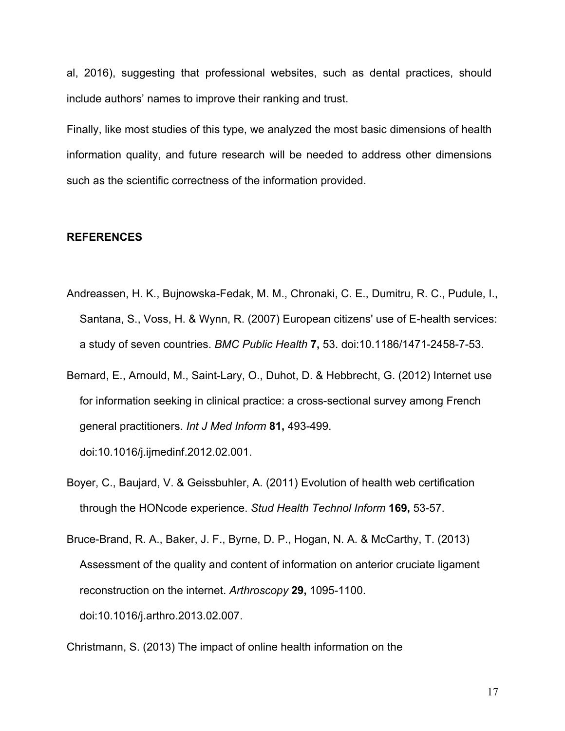al, 2016), suggesting that professional websites, such as dental practices, should include authors' names to improve their ranking and trust.

Finally, like most studies of this type, we analyzed the most basic dimensions of health information quality, and future research will be needed to address other dimensions such as the scientific correctness of the information provided.

## REFERENCES

Andreassen, H. K., Bujnowska-Fedak, M. M., Chronaki, C. E., Dumitru, R. C., Pudule, I., Santana, S., Voss, H. & Wynn, R. (2007) European citizens' use of E-health services: a study of seven countries. *BMC Public Health* **7,** 53. doi:10.1186/1471-2458-7-53.

Bernard, E., Arnould, M., Saint-Lary, O., Duhot, D. & Hebbrecht, G. (2012) Internet use for information seeking in clinical practice: a cross-sectional survey among French general practitioners. *Int J Med Inform* **81,** 493-499. doi:10.1016/j.ijmedinf.2012.02.001.

Boyer, C., Baujard, V. & Geissbuhler, A. (2011) Evolution of health web certification through the HONcode experience. *Stud Health Technol Inform* **169,** 53-57.

Bruce-Brand, R. A., Baker, J. F., Byrne, D. P., Hogan, N. A. & McCarthy, T. (2013) Assessment of the quality and content of information on anterior cruciate ligament reconstruction on the internet. *Arthroscopy* **29,** 1095-1100. doi:10.1016/j.arthro.2013.02.007.

Christmann, S. (2013) The impact of online health information on the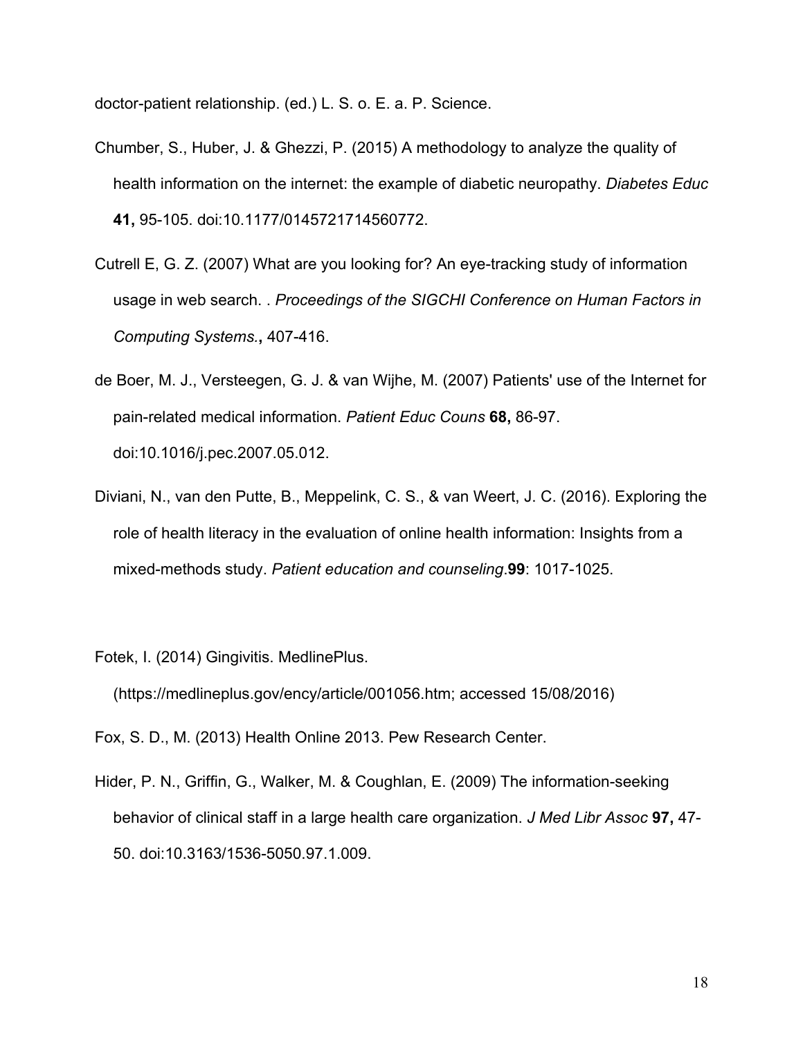doctor-patient relationship. (ed.) L. S. o. E. a. P. Science.

Chumber, S., Huber, J. & Ghezzi, P. (2015) A methodology to analyze the quality of health information on the internet: the example of diabetic neuropathy. *Diabetes Educ* **41,** 95-105. doi:10.1177/0145721714560772.

Cutrell E, G. Z. (2007) What are you looking for? An eye-tracking study of information usage in web search. . *Proceedings of the SIGCHI Conference on Human Factors in Computing Systems.***,** 407-416.

de Boer, M. J., Versteegen, G. J. & van Wijhe, M. (2007) Patients' use of the Internet for pain-related medical information. *Patient Educ Couns* **68,** 86-97. doi:10.1016/j.pec.2007.05.012.

Diviani, N., van den Putte, B., Meppelink, C. S., & van Weert, J. C. (2016). Exploring the role of health literacy in the evaluation of online health information: Insights from a mixed-methods study. *Patient education and counseling*.**99**: 1017-1025.

Fotek, I. (2014) Gingivitis. MedlinePlus. (https://medlineplus.gov/ency/article/001056.htm; accessed 15/08/2016)

Fox, S. D., M. (2013) Health Online 2013. Pew Research Center.

Hider, P. N., Griffin, G., Walker, M. & Coughlan, E. (2009) The information-seeking behavior of clinical staff in a large health care organization. *J Med Libr Assoc* **97,** 47-50. doi:10.3163/1536-5050.97.1.009.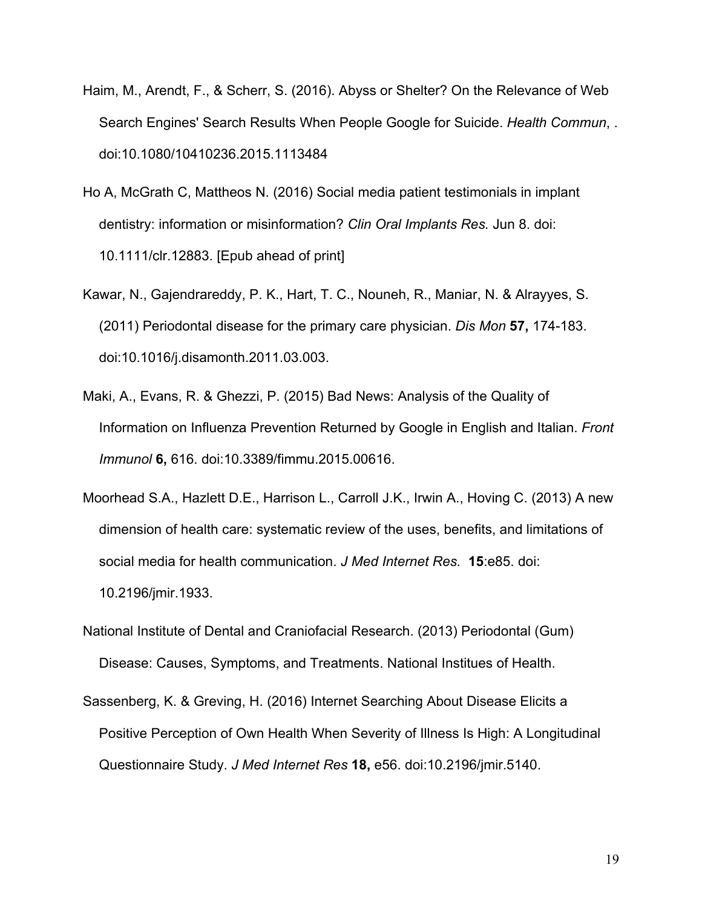Haim, M., Arendt, F., & Scherr, S. (2016). Abyss or Shelter? On the Relevance of Web Search Engines' Search Results When People Google for Suicide. *Health Commun*, . doi:10.1080/10410236.2015.1113484

Ho A, McGrath C, Mattheos N. (2016) Social media patient testimonials in implant dentistry: information or misinformation? *Clin Oral Implants Res.* Jun 8. doi: 10.1111/clr.12883. [Epub ahead of print]

Kawar, N., Gajendrareddy, P. K., Hart, T. C., Nouneh, R., Maniar, N. & Alrayyes, S. (2011) Periodontal disease for the primary care physician. *Dis Mon* **57,** 174-183. doi:10.1016/j.disamonth.2011.03.003.

Maki, A., Evans, R. & Ghezzi, P. (2015) Bad News: Analysis of the Quality of Information on Influenza Prevention Returned by Google in English and Italian. *Front Immunol* **6,** 616. doi:10.3389/fimmu.2015.00616.

Moorhead S.A., Hazlett D.E., Harrison L., Carroll J.K., Irwin A., Hoving C. (2013) A new dimension of health care: systematic review of the uses, benefits, and limitations of social media for health communication. *J Med Internet Res.* **15**:e85. doi: 10.2196/jmir.1933.

National Institute of Dental and Craniofacial Research. (2013) Periodontal (Gum) Disease: Causes, Symptoms, and Treatments. National Institues of Health.

Sassenberg, K. & Greving, H. (2016) Internet Searching About Disease Elicits a Positive Perception of Own Health When Severity of Illness Is High: A Longitudinal Questionnaire Study. *J Med Internet Res* **18,** e56. doi:10.2196/jmir.5140.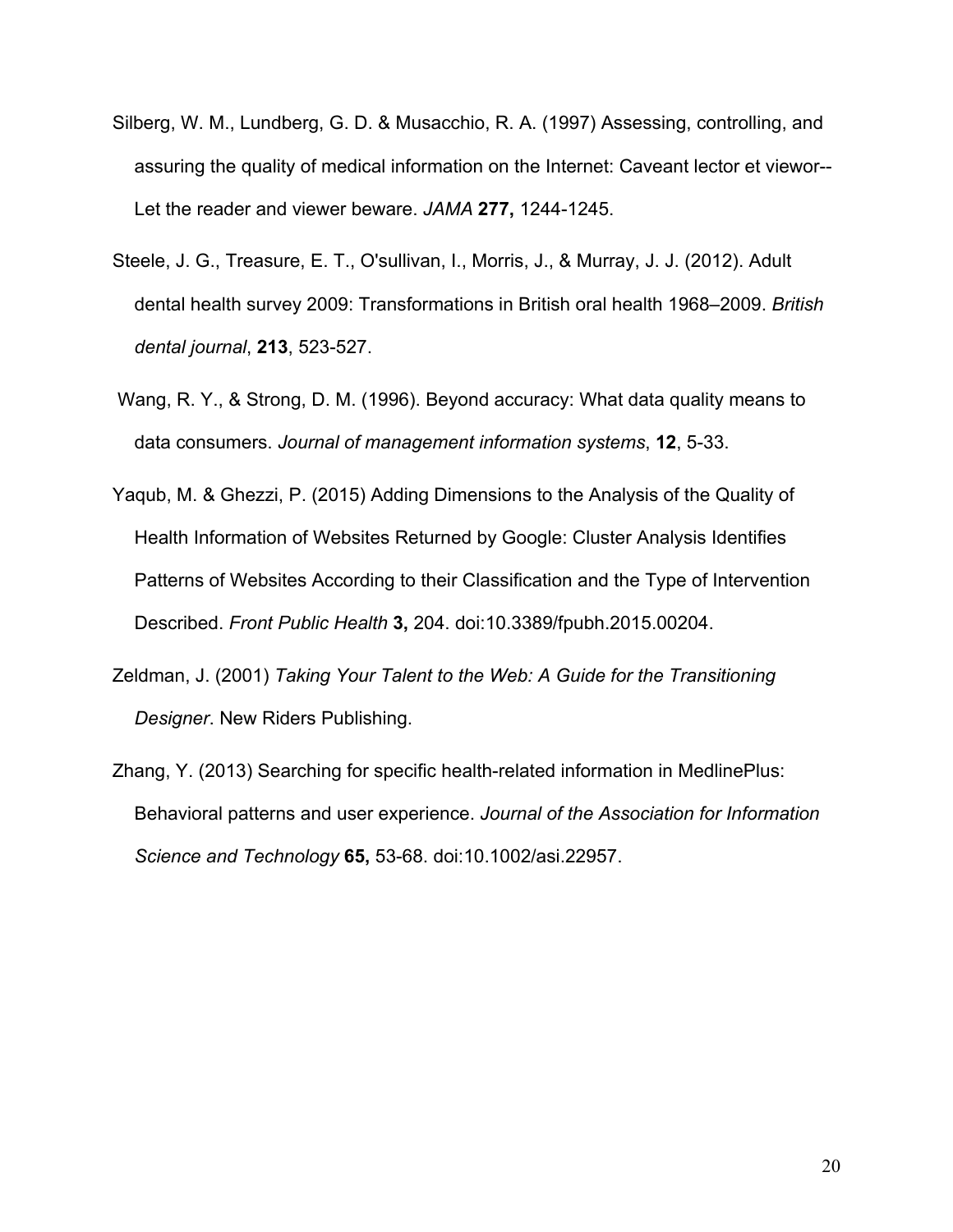Silberg, W. M., Lundberg, G. D. & Musacchio, R. A. (1997) Assessing, controlling, and assuring the quality of medical information on the Internet: Caveant lector et viewor--Let the reader and viewer beware. *JAMA* **277,** 1244-1245.

Steele, J. G., Treasure, E. T., O'sullivan, I., Morris, J., & Murray, J. J. (2012). Adult dental health survey 2009: Transformations in British oral health 1968–2009. *British dental journal*, **213**, 523-527.

Wang, R. Y., & Strong, D. M. (1996). Beyond accuracy: What data quality means to data consumers. *Journal of management information systems*, **12**, 5-33.

Yaqub, M. & Ghezzi, P. (2015) Adding Dimensions to the Analysis of the Quality of Health Information of Websites Returned by Google: Cluster Analysis Identifies Patterns of Websites According to their Classification and the Type of Intervention Described. *Front Public Health* **3,** 204. doi:10.3389/fpubh.2015.00204.

Zeldman, J. (2001) *Taking Your Talent to the Web: A Guide for the Transitioning Designer*. New Riders Publishing.

Zhang, Y. (2013) Searching for specific health-related information in MedlinePlus: Behavioral patterns and user experience. *Journal of the Association for Information Science and Technology* **65,** 53-68. doi:10.1002/asi.22957.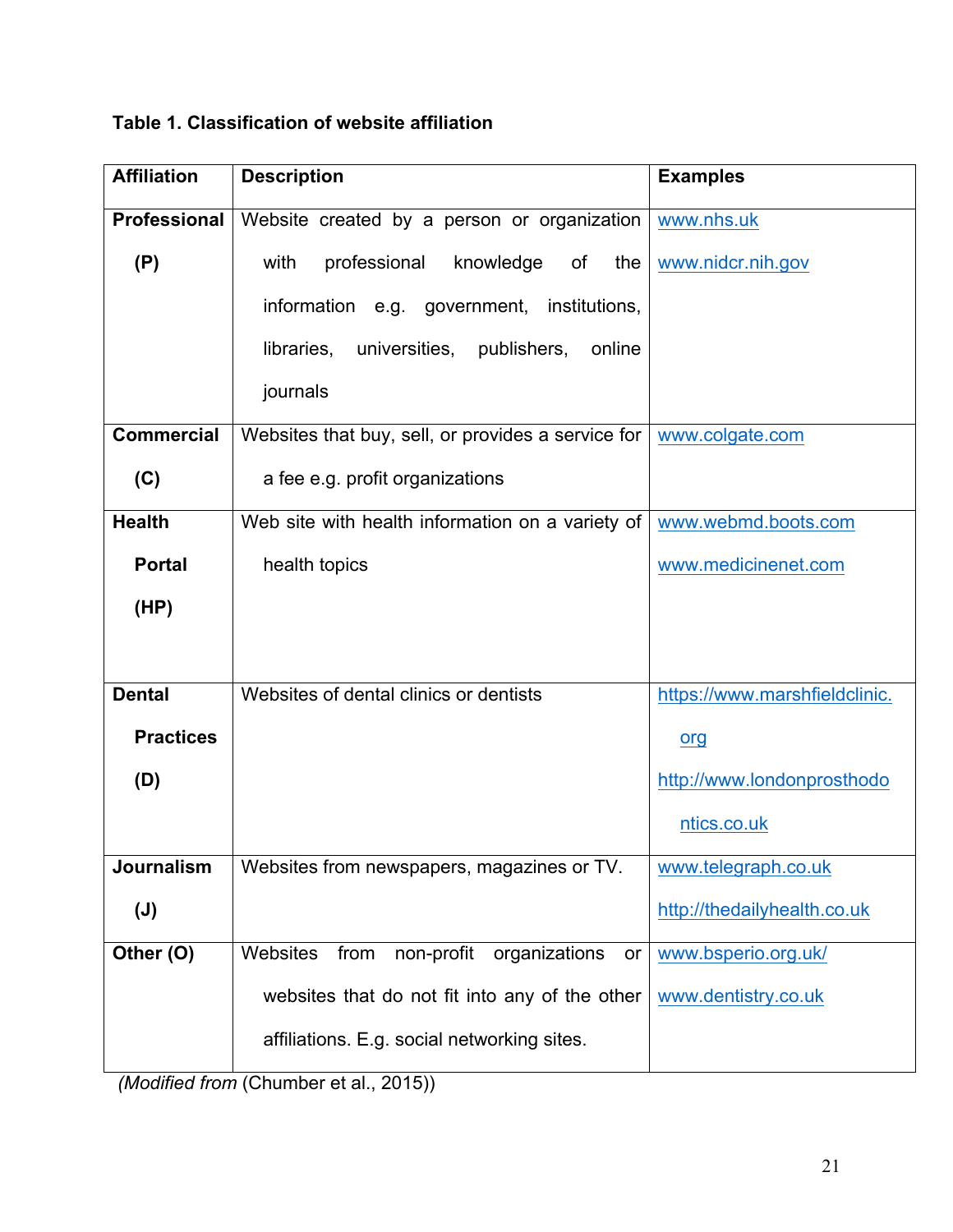**Table 1. Classification of website affiliation**

| Affiliation | Description | Examples |
|---|---|---|
| **Professional (P)** | Website created by a person or organization with professional knowledge of the information e.g. government, institutions, libraries, universities, publishers, online journals | www.nhs.uk<br>www.nidcr.nih.gov |
| **Commercial (C)** | Websites that buy, sell, or provides a service for a fee e.g. profit organizations | www.colgate.com |
| **Health Portal (HP)** | Web site with health information on a variety of health topics | www.webmd.boots.com<br>www.medicinenet.com |
| **Dental Practices (D)** | Websites of dental clinics or dentists | https://www.marshfieldclinic.org<br>http://www.londonprosthodontics.co.uk |
| **Journalism (J)** | Websites from newspapers, magazines or TV. | www.telegraph.co.uk<br>http://thedailyhealth.co.uk |
| **Other (O)** | Websites from non-profit organizations or websites that do not fit into any of the other affiliations. E.g. social networking sites. | www.bsperio.org.uk/<br>www.dentistry.co.uk |

*(Modified from* (Chumber et al., 2015))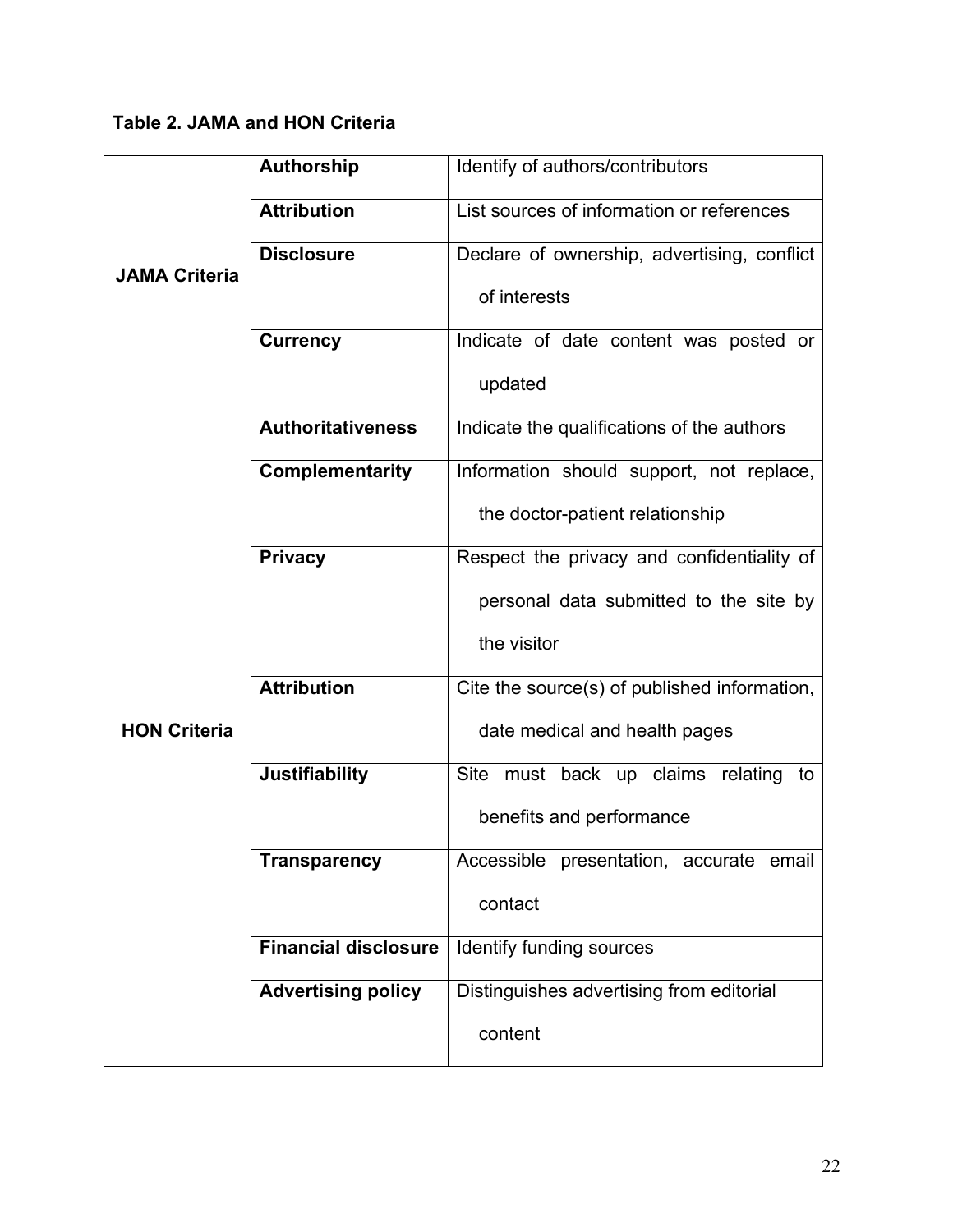**Table 2. JAMA and HON Criteria**

| | | |
|---|---|---|
| **JAMA Criteria** | **Authorship** | Identify of authors/contributors |
| | **Attribution** | List sources of information or references |
| | **Disclosure** | Declare of ownership, advertising, conflict of interests |
| | **Currency** | Indicate of date content was posted or updated |
| **HON Criteria** | **Authoritativeness** | Indicate the qualifications of the authors |
| | **Complementarity** | Information should support, not replace, the doctor-patient relationship |
| | **Privacy** | Respect the privacy and confidentiality of personal data submitted to the site by the visitor |
| | **Attribution** | Cite the source(s) of published information, date medical and health pages |
| | **Justifiability** | Site must back up claims relating to benefits and performance |
| | **Transparency** | Accessible presentation, accurate email contact |
| | **Financial disclosure** | Identify funding sources |
| | **Advertising policy** | Distinguishes advertising from editorial content |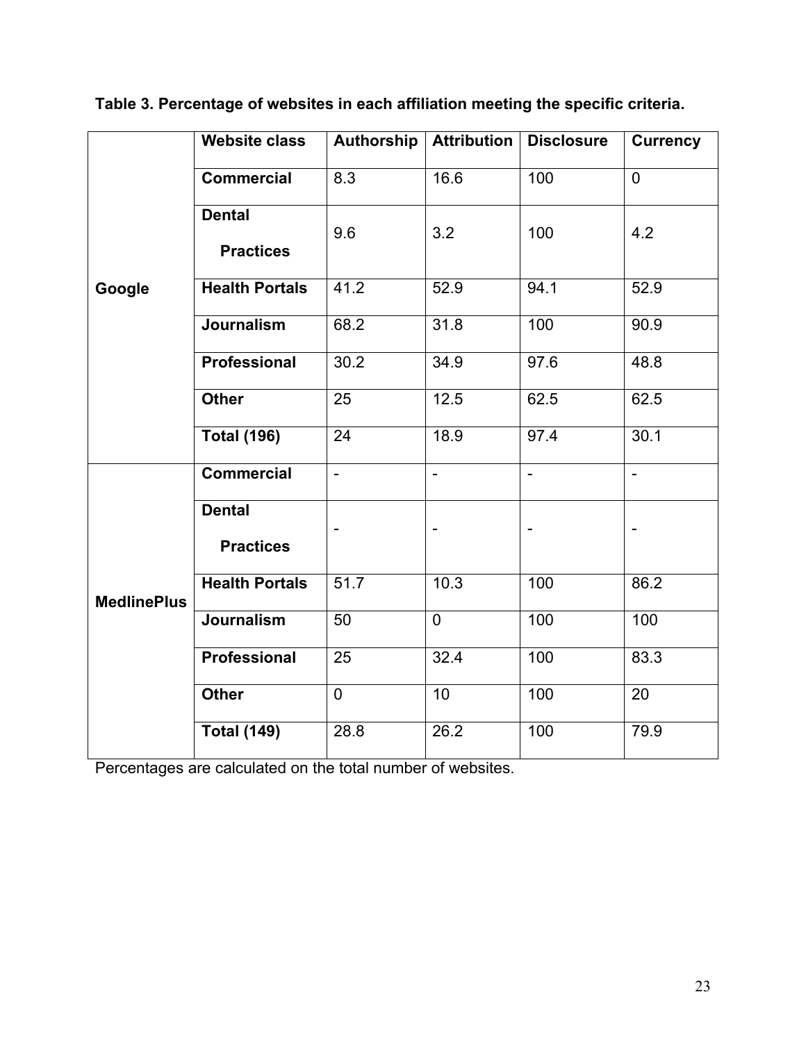**Table 3. Percentage of websites in each affiliation meeting the specific criteria.**

| | Website class | Authorship | Attribution | Disclosure | Currency |
|---|---|---|---|---|---|
| Google | **Commercial** | 8.3 | 16.6 | 100 | 0 |
| | **Dental Practices** | 9.6 | 3.2 | 100 | 4.2 |
| | **Health Portals** | 41.2 | 52.9 | 94.1 | 52.9 |
| | **Journalism** | 68.2 | 31.8 | 100 | 90.9 |
| | **Professional** | 30.2 | 34.9 | 97.6 | 48.8 |
| | **Other** | 25 | 12.5 | 62.5 | 62.5 |
| | **Total (196)** | 24 | 18.9 | 97.4 | 30.1 |
| MedlinePlus | **Commercial** | - | - | - | - |
| | **Dental Practices** | - | - | - | - |
| | **Health Portals** | 51.7 | 10.3 | 100 | 86.2 |
| | **Journalism** | 50 | 0 | 100 | 100 |
| | **Professional** | 25 | 32.4 | 100 | 83.3 |
| | **Other** | 0 | 10 | 100 | 20 |
| | **Total (149)** | 28.8 | 26.2 | 100 | 79.9 |

Percentages are calculated on the total number of websites.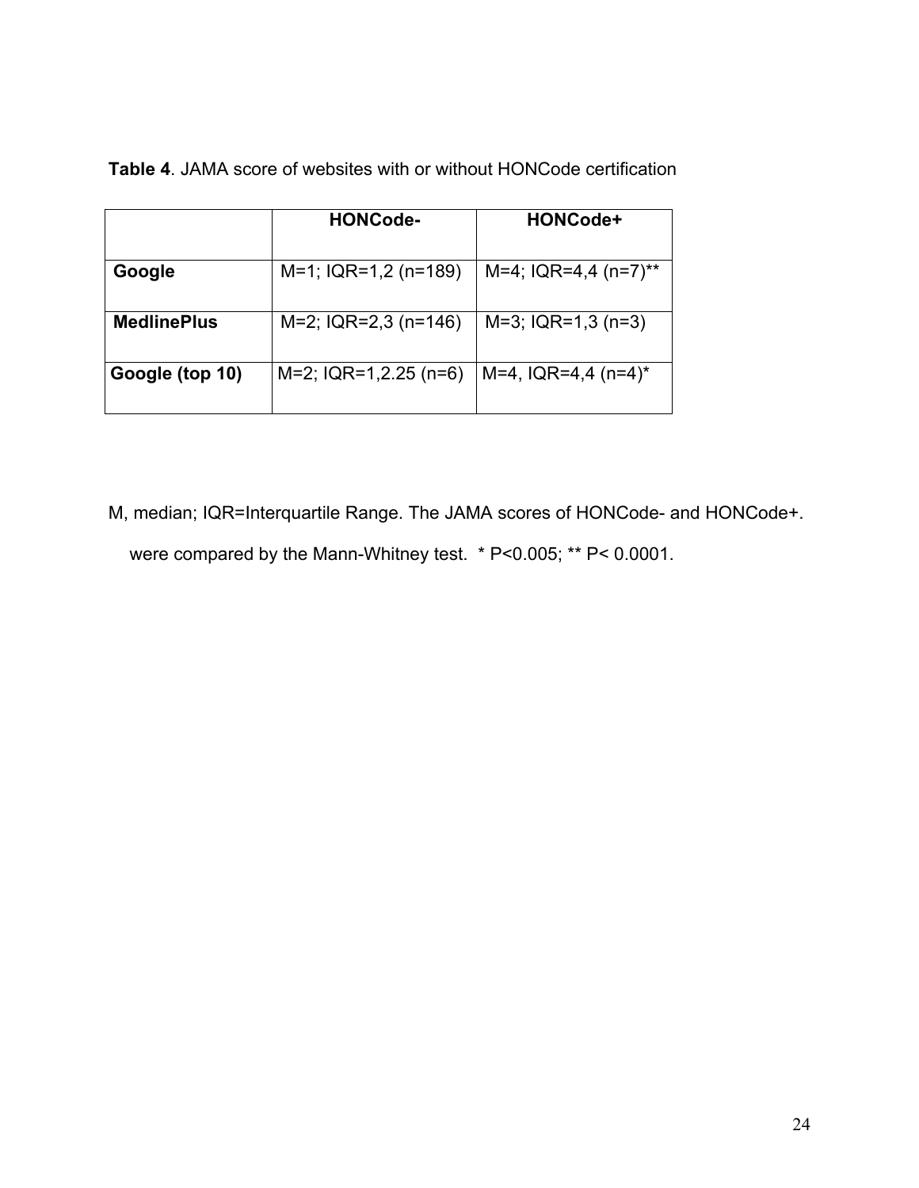**Table 4**. JAMA score of websites with or without HONCode certification

| | HONCode- | HONCode+ |
|---|---|---|
| **Google** | M=1; IQR=1,2 (n=189) | M=4; IQR=4,4 (n=7)** |
| **MedlinePlus** | M=2; IQR=2,3 (n=146) | M=3; IQR=1,3 (n=3) |
| **Google (top 10)** | M=2; IQR=1,2.25 (n=6) | M=4, IQR=4,4 (n=4)* |

M, median; IQR=Interquartile Range. The JAMA scores of HONCode- and HONCode+. were compared by the Mann-Whitney test. * $P<0.005$; ** $P< 0.0001$.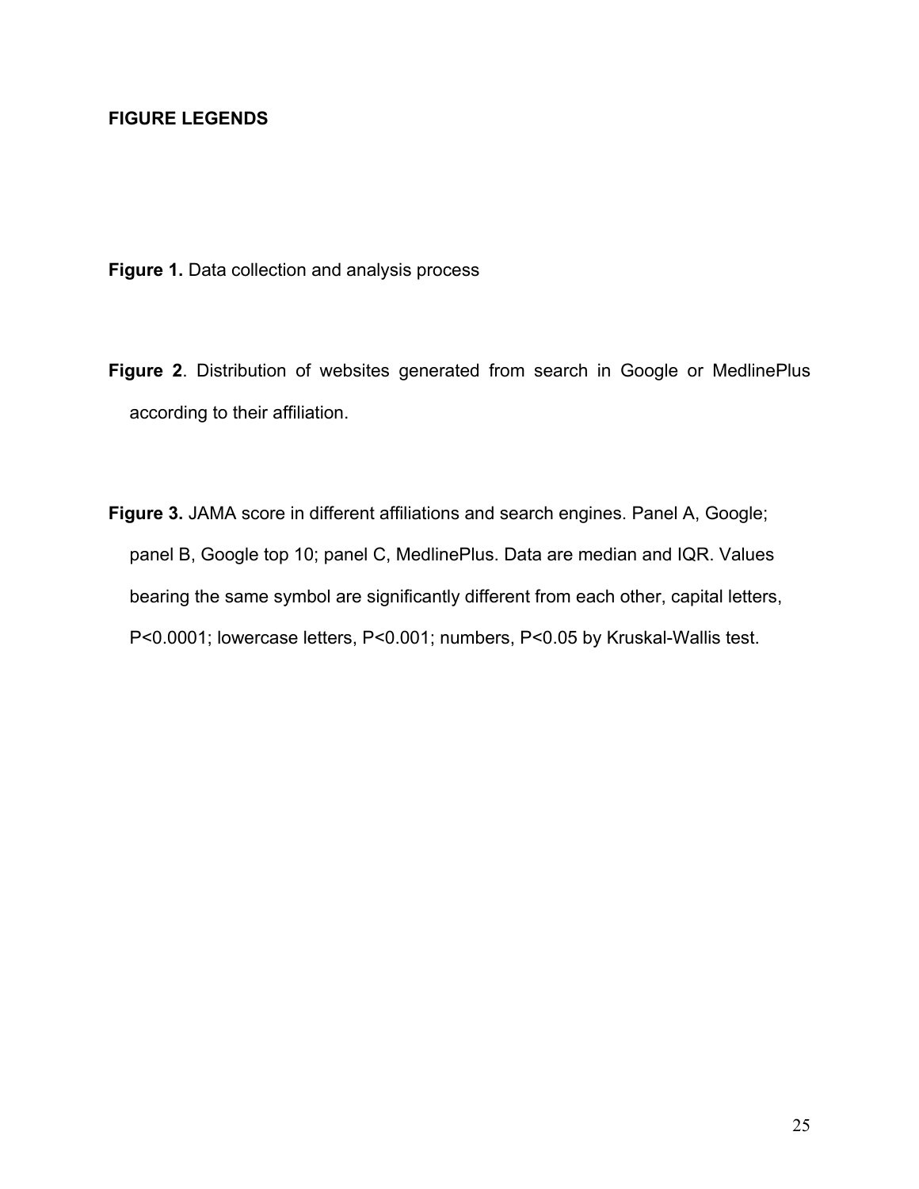## FIGURE LEGENDS

**Figure 1.** Data collection and analysis process

**Figure 2**. Distribution of websites generated from search in Google or MedlinePlus according to their affiliation.

**Figure 3.** JAMA score in different affiliations and search engines. Panel A, Google; panel B, Google top 10; panel C, MedlinePlus. Data are median and IQR. Values bearing the same symbol are significantly different from each other, capital letters, $P<0.0001$; lowercase letters, $P<0.001$; numbers, $P<0.05$ by Kruskal-Wallis test.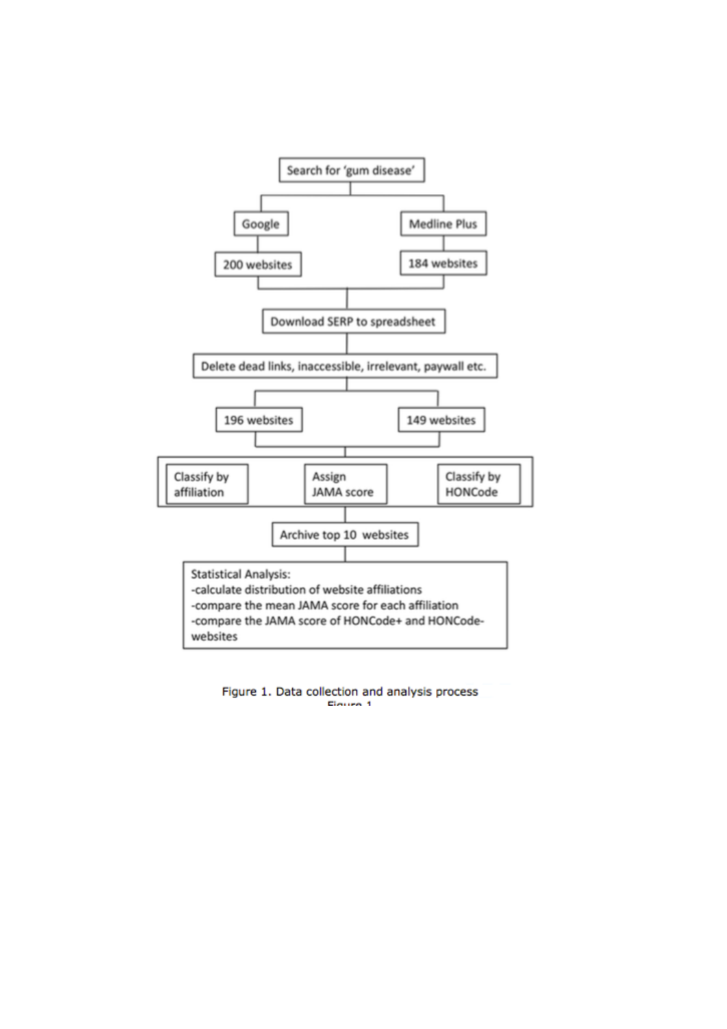Search for 'gum disease'

Google

Medline Plus

200 websites

184 websites

Download SERP to spreadsheet

Delete dead links, inaccessible, irrelevant, paywall etc.

196 websites

149 websites

Classify by affiliation

Assign JAMA score

Classify by HONCode

Archive top 10 websites

Statistical Analysis:
-calculate distribution of website affiliations
-compare the mean JAMA score for each affiliation
-compare the JAMA score of HONCode+ and HONCode- websites

Figure 1. Data collection and analysis process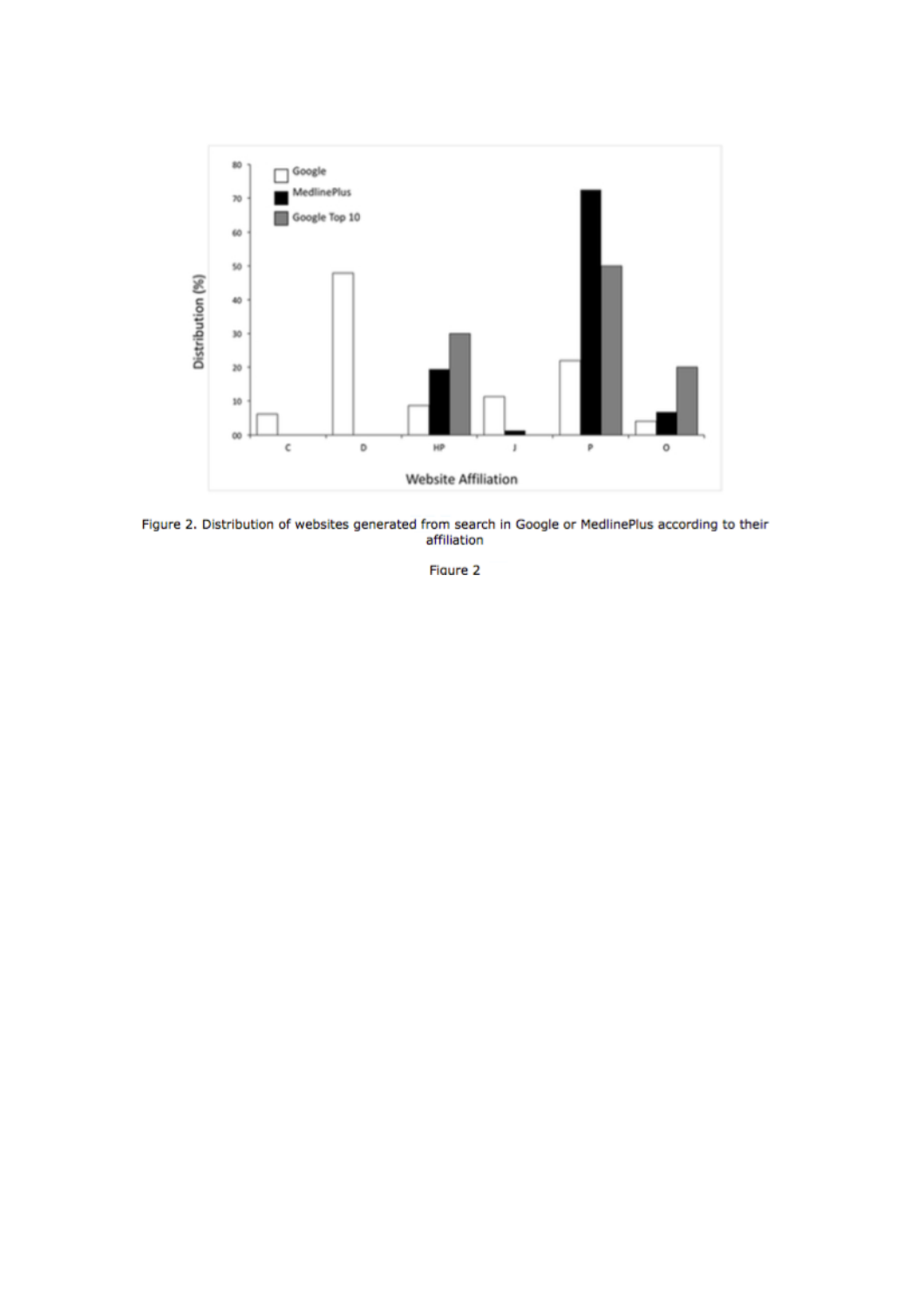80
70
60
50
40
30
20
10
00

Distribution (%)

Google
MedlinePlus
Google Top 10

C
D
HP
J
P
O

Website Affiliation

Figure 2. Distribution of websites generated from search in Google or MedlinePlus according to their affiliation

Figure 2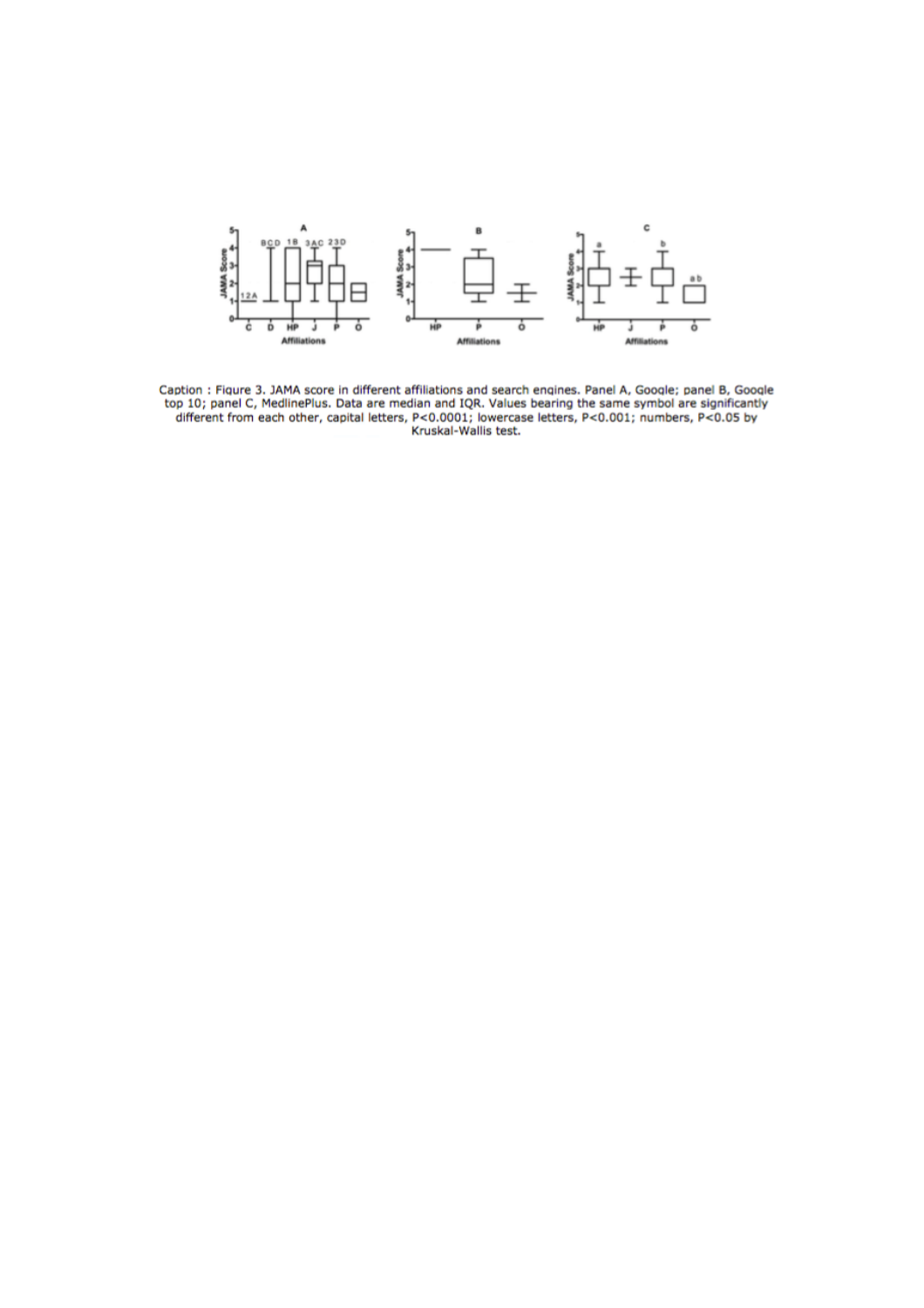A

B

C

JAMA Score

Affiliations

C D HP J P O

HP P O

HP J P O

BCD 1B 3AC 23D

12A

a b ab

Caption : Figure 3. JAMA score in different affiliations and search engines. Panel A, Google; panel B, Google top 10; panel C, MedlinePlus. Data are median and IQR. Values bearing the same symbol are significantly different from each other, capital letters, P<0.0001; lowercase letters, P<0.001; numbers, P<0.05 by Kruskal-Wallis test.